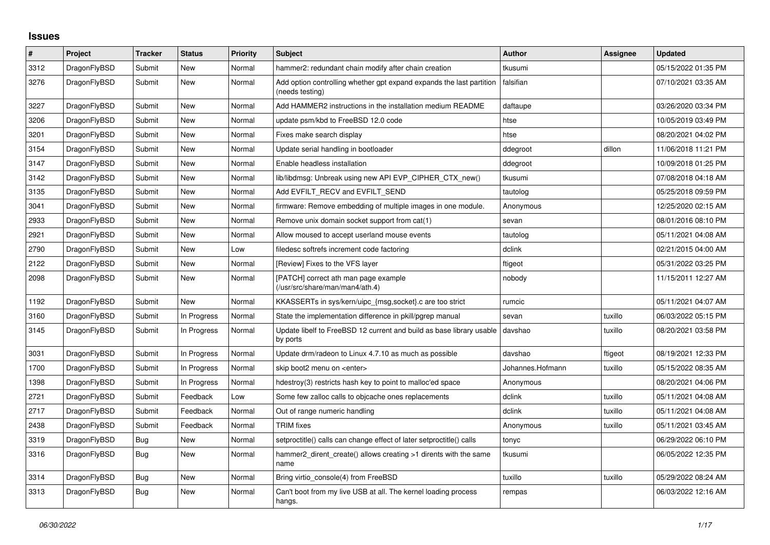# Issues

| # | Project | Tracker | Status | Priority | Subject | Author | Assignee | Updated |
|---|---|---|---|---|---|---|---|---|
| 3312 | DragonFlyBSD | Submit | New | Normal | hammer2: redundant chain modify after chain creation | tkusumi | | 05/15/2022 01:35 PM |
| 3276 | DragonFlyBSD | Submit | New | Normal | Add option controlling whether gpt expand expands the last partition (needs testing) | falsifian | | 07/10/2021 03:35 AM |
| 3227 | DragonFlyBSD | Submit | New | Normal | Add HAMMER2 instructions in the installation medium README | daftaupe | | 03/26/2020 03:34 PM |
| 3206 | DragonFlyBSD | Submit | New | Normal | update psm/kbd to FreeBSD 12.0 code | htse | | 10/05/2019 03:49 PM |
| 3201 | DragonFlyBSD | Submit | New | Normal | Fixes make search display | htse | | 08/20/2021 04:02 PM |
| 3154 | DragonFlyBSD | Submit | New | Normal | Update serial handling in bootloader | ddegroot | dillon | 11/06/2018 11:21 PM |
| 3147 | DragonFlyBSD | Submit | New | Normal | Enable headless installation | ddegroot | | 10/09/2018 01:25 PM |
| 3142 | DragonFlyBSD | Submit | New | Normal | lib/libdmsg: Unbreak using new API EVP_CIPHER_CTX_new() | tkusumi | | 07/08/2018 04:18 AM |
| 3135 | DragonFlyBSD | Submit | New | Normal | Add EVFILT_RECV and EVFILT_SEND | tautolog | | 05/25/2018 09:59 PM |
| 3041 | DragonFlyBSD | Submit | New | Normal | firmware: Remove embedding of multiple images in one module. | Anonymous | | 12/25/2020 02:15 AM |
| 2933 | DragonFlyBSD | Submit | New | Normal | Remove unix domain socket support from cat(1) | sevan | | 08/01/2016 08:10 PM |
| 2921 | DragonFlyBSD | Submit | New | Normal | Allow moused to accept userland mouse events | tautolog | | 05/11/2021 04:08 AM |
| 2790 | DragonFlyBSD | Submit | New | Low | filedesc softrefs increment code factoring | dclink | | 02/21/2015 04:00 AM |
| 2122 | DragonFlyBSD | Submit | New | Normal | [Review] Fixes to the VFS layer | ftigeot | | 05/31/2022 03:25 PM |
| 2098 | DragonFlyBSD | Submit | New | Normal | [PATCH] correct ath man page example (/usr/src/share/man/man4/ath.4) | nobody | | 11/15/2011 12:27 AM |
| 1192 | DragonFlyBSD | Submit | New | Normal | KKASSERTs in sys/kern/uipc_{msg,socket}.c are too strict | rumcic | | 05/11/2021 04:07 AM |
| 3160 | DragonFlyBSD | Submit | In Progress | Normal | State the implementation difference in pkill/pgrep manual | sevan | tuxillo | 06/03/2022 05:15 PM |
| 3145 | DragonFlyBSD | Submit | In Progress | Normal | Update libelf to FreeBSD 12 current and build as base library usable by ports | davshao | tuxillo | 08/20/2021 03:58 PM |
| 3031 | DragonFlyBSD | Submit | In Progress | Normal | Update drm/radeon to Linux 4.7.10 as much as possible | davshao | ftigeot | 08/19/2021 12:33 PM |
| 1700 | DragonFlyBSD | Submit | In Progress | Normal | skip boot2 menu on <enter> | Johannes.Hofmann | tuxillo | 05/15/2022 08:35 AM |
| 1398 | DragonFlyBSD | Submit | In Progress | Normal | hdestroy(3) restricts hash key to point to malloc'ed space | Anonymous | | 08/20/2021 04:06 PM |
| 2721 | DragonFlyBSD | Submit | Feedback | Low | Some few zalloc calls to objcache ones replacements | dclink | tuxillo | 05/11/2021 04:08 AM |
| 2717 | DragonFlyBSD | Submit | Feedback | Normal | Out of range numeric handling | dclink | tuxillo | 05/11/2021 04:08 AM |
| 2438 | DragonFlyBSD | Submit | Feedback | Normal | TRIM fixes | Anonymous | tuxillo | 05/11/2021 03:45 AM |
| 3319 | DragonFlyBSD | Bug | New | Normal | setproctitle() calls can change effect of later setproctitle() calls | tonyc | | 06/29/2022 06:10 PM |
| 3316 | DragonFlyBSD | Bug | New | Normal | hammer2_dirent_create() allows creating >1 dirents with the same name | tkusumi | | 06/05/2022 12:35 PM |
| 3314 | DragonFlyBSD | Bug | New | Normal | Bring virtio_console(4) from FreeBSD | tuxillo | tuxillo | 05/29/2022 08:24 AM |
| 3313 | DragonFlyBSD | Bug | New | Normal | Can't boot from my live USB at all. The kernel loading process hangs. | rempas | | 06/03/2022 12:16 AM |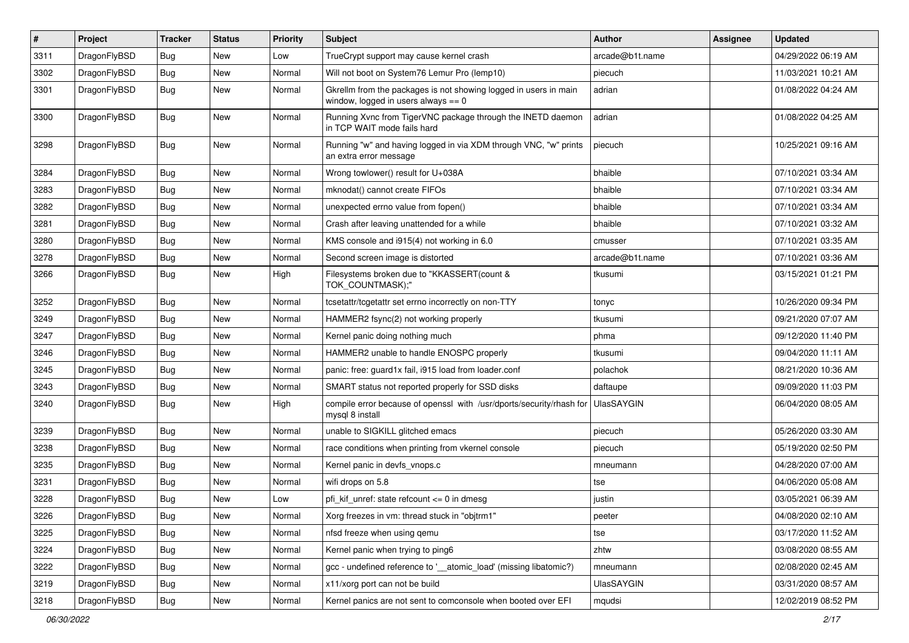| # | Project | Tracker | Status | Priority | Subject | Author | Assignee | Updated |
|---|---|---|---|---|---|---|---|---|
| 3311 | DragonFlyBSD | Bug | New | Low | TrueCrypt support may cause kernel crash | arcade@b1t.name | | 04/29/2022 06:19 AM |
| 3302 | DragonFlyBSD | Bug | New | Normal | Will not boot on System76 Lemur Pro (lemp10) | piecuch | | 11/03/2021 10:21 AM |
| 3301 | DragonFlyBSD | Bug | New | Normal | Gkrellm from the packages is not showing logged in users in main window, logged in users always == 0 | adrian | | 01/08/2022 04:24 AM |
| 3300 | DragonFlyBSD | Bug | New | Normal | Running Xvnc from TigerVNC package through the INETD daemon in TCP WAIT mode fails hard | adrian | | 01/08/2022 04:25 AM |
| 3298 | DragonFlyBSD | Bug | New | Normal | Running "w" and having logged in via XDM through VNC, "w" prints an extra error message | piecuch | | 10/25/2021 09:16 AM |
| 3284 | DragonFlyBSD | Bug | New | Normal | Wrong towlower() result for U+038A | bhaible | | 07/10/2021 03:34 AM |
| 3283 | DragonFlyBSD | Bug | New | Normal | mknodat() cannot create FIFOs | bhaible | | 07/10/2021 03:34 AM |
| 3282 | DragonFlyBSD | Bug | New | Normal | unexpected errno value from fopen() | bhaible | | 07/10/2021 03:34 AM |
| 3281 | DragonFlyBSD | Bug | New | Normal | Crash after leaving unattended for a while | bhaible | | 07/10/2021 03:32 AM |
| 3280 | DragonFlyBSD | Bug | New | Normal | KMS console and i915(4) not working in 6.0 | cmusser | | 07/10/2021 03:35 AM |
| 3278 | DragonFlyBSD | Bug | New | Normal | Second screen image is distorted | arcade@b1t.name | | 07/10/2021 03:36 AM |
| 3266 | DragonFlyBSD | Bug | New | High | Filesystems broken due to "KKASSERT(count & TOK_COUNTMASK);" | tkusumi | | 03/15/2021 01:21 PM |
| 3252 | DragonFlyBSD | Bug | New | Normal | tcsetattr/tcgetattr set errno incorrectly on non-TTY | tonyc | | 10/26/2020 09:34 PM |
| 3249 | DragonFlyBSD | Bug | New | Normal | HAMMER2 fsync(2) not working properly | tkusumi | | 09/21/2020 07:07 AM |
| 3247 | DragonFlyBSD | Bug | New | Normal | Kernel panic doing nothing much | phma | | 09/12/2020 11:40 PM |
| 3246 | DragonFlyBSD | Bug | New | Normal | HAMMER2 unable to handle ENOSPC properly | tkusumi | | 09/04/2020 11:11 AM |
| 3245 | DragonFlyBSD | Bug | New | Normal | panic: free: guard1x fail, i915 load from loader.conf | polachok | | 08/21/2020 10:36 AM |
| 3243 | DragonFlyBSD | Bug | New | Normal | SMART status not reported properly for SSD disks | daftaupe | | 09/09/2020 11:03 PM |
| 3240 | DragonFlyBSD | Bug | New | High | compile error because of openssl with /usr/dports/security/rhash for mysql 8 install | UlasSAYGIN | | 06/04/2020 08:05 AM |
| 3239 | DragonFlyBSD | Bug | New | Normal | unable to SIGKILL glitched emacs | piecuch | | 05/26/2020 03:30 AM |
| 3238 | DragonFlyBSD | Bug | New | Normal | race conditions when printing from vkernel console | piecuch | | 05/19/2020 02:50 PM |
| 3235 | DragonFlyBSD | Bug | New | Normal | Kernel panic in devfs_vnops.c | mneumann | | 04/28/2020 07:00 AM |
| 3231 | DragonFlyBSD | Bug | New | Normal | wifi drops on 5.8 | tse | | 04/06/2020 05:08 AM |
| 3228 | DragonFlyBSD | Bug | New | Low | pfi_kif_unref: state refcount <= 0 in dmesg | justin | | 03/05/2021 06:39 AM |
| 3226 | DragonFlyBSD | Bug | New | Normal | Xorg freezes in vm: thread stuck in "objtrm1" | peeter | | 04/08/2020 02:10 AM |
| 3225 | DragonFlyBSD | Bug | New | Normal | nfsd freeze when using qemu | tse | | 03/17/2020 11:52 AM |
| 3224 | DragonFlyBSD | Bug | New | Normal | Kernel panic when trying to ping6 | zhtw | | 03/08/2020 08:55 AM |
| 3222 | DragonFlyBSD | Bug | New | Normal | gcc - undefined reference to '__atomic_load' (missing libatomic?) | mneumann | | 02/08/2020 02:45 AM |
| 3219 | DragonFlyBSD | Bug | New | Normal | x11/xorg port can not be build | UlasSAYGIN | | 03/31/2020 08:57 AM |
| 3218 | DragonFlyBSD | Bug | New | Normal | Kernel panics are not sent to comconsole when booted over EFI | mqudsi | | 12/02/2019 08:52 PM |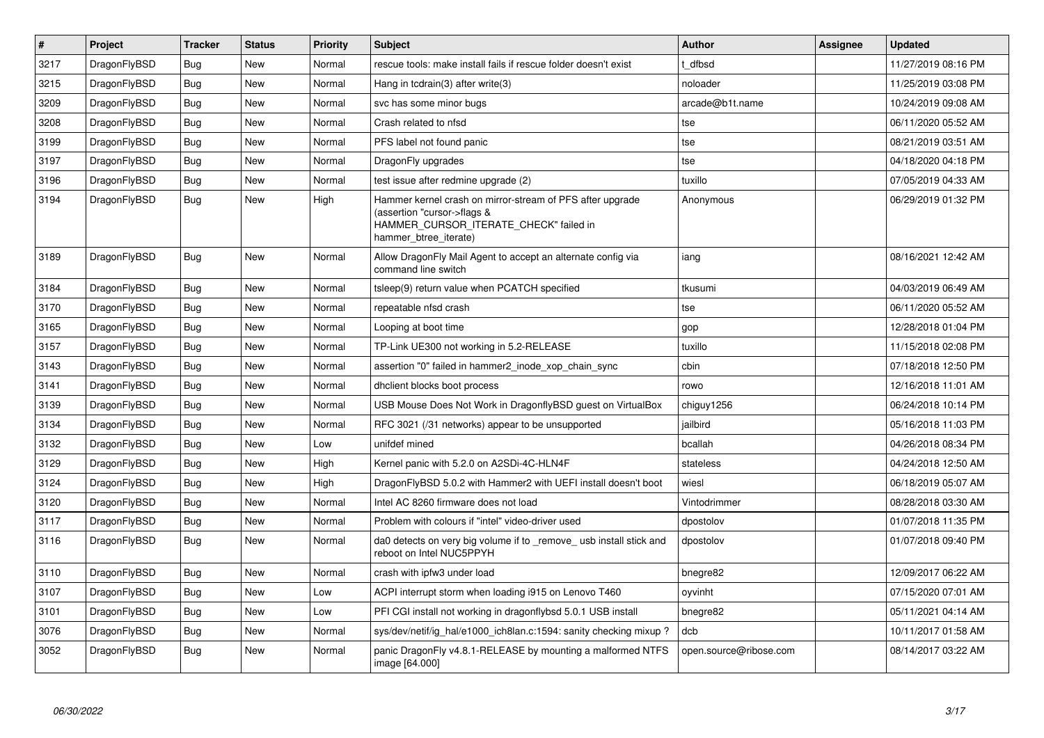| # | Project | Tracker | Status | Priority | Subject | Author | Assignee | Updated |
| --- | --- | --- | --- | --- | --- | --- | --- | --- |
| 3217 | DragonFlyBSD | Bug | New | Normal | rescue tools: make install fails if rescue folder doesn't exist | t_dfbsd | | 11/27/2019 08:16 PM |
| 3215 | DragonFlyBSD | Bug | New | Normal | Hang in tcdrain(3) after write(3) | noloader | | 11/25/2019 03:08 PM |
| 3209 | DragonFlyBSD | Bug | New | Normal | svc has some minor bugs | arcade@b1t.name | | 10/24/2019 09:08 AM |
| 3208 | DragonFlyBSD | Bug | New | Normal | Crash related to nfsd | tse | | 06/11/2020 05:52 AM |
| 3199 | DragonFlyBSD | Bug | New | Normal | PFS label not found panic | tse | | 08/21/2019 03:51 AM |
| 3197 | DragonFlyBSD | Bug | New | Normal | DragonFly upgrades | tse | | 04/18/2020 04:18 PM |
| 3196 | DragonFlyBSD | Bug | New | Normal | test issue after redmine upgrade (2) | tuxillo | | 07/05/2019 04:33 AM |
| 3194 | DragonFlyBSD | Bug | New | High | Hammer kernel crash on mirror-stream of PFS after upgrade (assertion "cursor->flags & HAMMER_CURSOR_ITERATE_CHECK" failed in hammer_btree_iterate) | Anonymous | | 06/29/2019 01:32 PM |
| 3189 | DragonFlyBSD | Bug | New | Normal | Allow DragonFly Mail Agent to accept an alternate config via command line switch | iang | | 08/16/2021 12:42 AM |
| 3184 | DragonFlyBSD | Bug | New | Normal | tsleep(9) return value when PCATCH specified | tkusumi | | 04/03/2019 06:49 AM |
| 3170 | DragonFlyBSD | Bug | New | Normal | repeatable nfsd crash | tse | | 06/11/2020 05:52 AM |
| 3165 | DragonFlyBSD | Bug | New | Normal | Looping at boot time | gop | | 12/28/2018 01:04 PM |
| 3157 | DragonFlyBSD | Bug | New | Normal | TP-Link UE300 not working in 5.2-RELEASE | tuxillo | | 11/15/2018 02:08 PM |
| 3143 | DragonFlyBSD | Bug | New | Normal | assertion "0" failed in hammer2_inode_xop_chain_sync | cbin | | 07/18/2018 12:50 PM |
| 3141 | DragonFlyBSD | Bug | New | Normal | dhclient blocks boot process | rowo | | 12/16/2018 11:01 AM |
| 3139 | DragonFlyBSD | Bug | New | Normal | USB Mouse Does Not Work in DragonflyBSD guest on VirtualBox | chiguy1256 | | 06/24/2018 10:14 PM |
| 3134 | DragonFlyBSD | Bug | New | Normal | RFC 3021 (/31 networks) appear to be unsupported | jailbird | | 05/16/2018 11:03 PM |
| 3132 | DragonFlyBSD | Bug | New | Low | unifdef mined | bcallah | | 04/26/2018 08:34 PM |
| 3129 | DragonFlyBSD | Bug | New | High | Kernel panic with 5.2.0 on A2SDi-4C-HLN4F | stateless | | 04/24/2018 12:50 AM |
| 3124 | DragonFlyBSD | Bug | New | High | DragonFlyBSD 5.0.2 with Hammer2 with UEFI install doesn't boot | wiesl | | 06/18/2019 05:07 AM |
| 3120 | DragonFlyBSD | Bug | New | Normal | Intel AC 8260 firmware does not load | Vintodrimmer | | 08/28/2018 03:30 AM |
| 3117 | DragonFlyBSD | Bug | New | Normal | Problem with colours if "intel" video-driver used | dpostolov | | 01/07/2018 11:35 PM |
| 3116 | DragonFlyBSD | Bug | New | Normal | da0 detects on very big volume if to _remove_ usb install stick and reboot on Intel NUC5PPYH | dpostolov | | 01/07/2018 09:40 PM |
| 3110 | DragonFlyBSD | Bug | New | Normal | crash with ipfw3 under load | bnegre82 | | 12/09/2017 06:22 AM |
| 3107 | DragonFlyBSD | Bug | New | Low | ACPI interrupt storm when loading i915 on Lenovo T460 | oyvinht | | 07/15/2020 07:01 AM |
| 3101 | DragonFlyBSD | Bug | New | Low | PFI CGI install not working in dragonflybsd 5.0.1 USB install | bnegre82 | | 05/11/2021 04:14 AM |
| 3076 | DragonFlyBSD | Bug | New | Normal | sys/dev/netif/ig_hal/e1000_ich8lan.c:1594: sanity checking mixup ? | dcb | | 10/11/2017 01:58 AM |
| 3052 | DragonFlyBSD | Bug | New | Normal | panic DragonFly v4.8.1-RELEASE by mounting a malformed NTFS image [64.000] | open.source@ribose.com | | 08/14/2017 03:22 AM |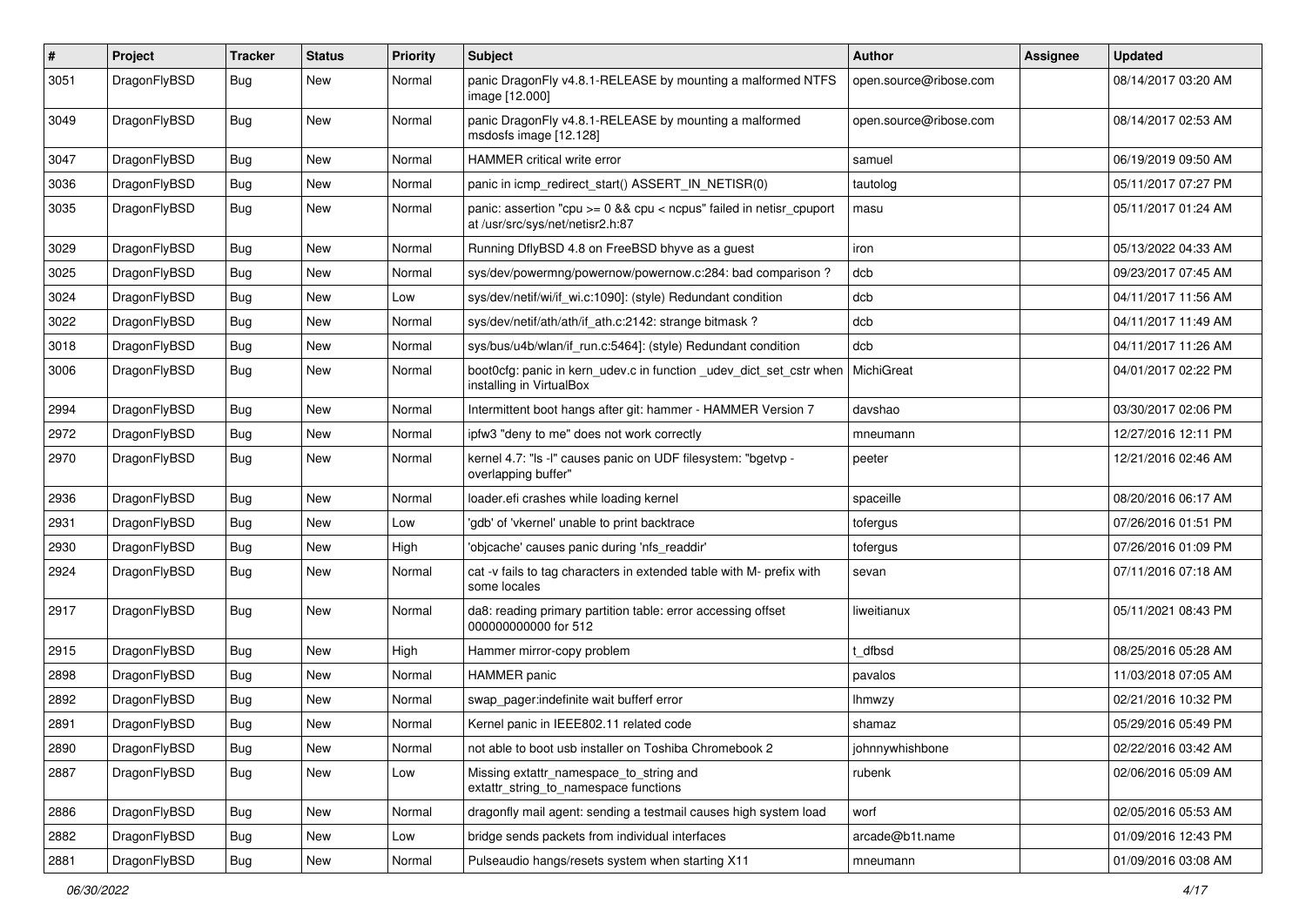| # | Project | Tracker | Status | Priority | Subject | Author | Assignee | Updated |
|---|---|---|---|---|---|---|---|---|
| 3051 | DragonFlyBSD | Bug | New | Normal | panic DragonFly v4.8.1-RELEASE by mounting a malformed NTFS image [12.000] | open.source@ribose.com | | 08/14/2017 03:20 AM |
| 3049 | DragonFlyBSD | Bug | New | Normal | panic DragonFly v4.8.1-RELEASE by mounting a malformed msdosfs image [12.128] | open.source@ribose.com | | 08/14/2017 02:53 AM |
| 3047 | DragonFlyBSD | Bug | New | Normal | HAMMER critical write error | samuel | | 06/19/2019 09:50 AM |
| 3036 | DragonFlyBSD | Bug | New | Normal | panic in icmp_redirect_start() ASSERT_IN_NETISR(0) | tautolog | | 05/11/2017 07:27 PM |
| 3035 | DragonFlyBSD | Bug | New | Normal | panic: assertion "cpu >= 0 && cpu < ncpus" failed in netisr_cpuport at /usr/src/sys/net/netisr2.h:87 | masu | | 05/11/2017 01:24 AM |
| 3029 | DragonFlyBSD | Bug | New | Normal | Running DflyBSD 4.8 on FreeBSD bhyve as a guest | iron | | 05/13/2022 04:33 AM |
| 3025 | DragonFlyBSD | Bug | New | Normal | sys/dev/powermng/powernow/powernow.c:284: bad comparison ? | dcb | | 09/23/2017 07:45 AM |
| 3024 | DragonFlyBSD | Bug | New | Low | sys/dev/netif/wi/if_wi.c:1090]: (style) Redundant condition | dcb | | 04/11/2017 11:56 AM |
| 3022 | DragonFlyBSD | Bug | New | Normal | sys/dev/netif/ath/ath/if_ath.c:2142: strange bitmask ? | dcb | | 04/11/2017 11:49 AM |
| 3018 | DragonFlyBSD | Bug | New | Normal | sys/bus/u4b/wlan/if_run.c:5464]: (style) Redundant condition | dcb | | 04/11/2017 11:26 AM |
| 3006 | DragonFlyBSD | Bug | New | Normal | boot0cfg: panic in kern_udev.c in function _udev_dict_set_cstr when installing in VirtualBox | MichiGreat | | 04/01/2017 02:22 PM |
| 2994 | DragonFlyBSD | Bug | New | Normal | Intermittent boot hangs after git: hammer - HAMMER Version 7 | davshao | | 03/30/2017 02:06 PM |
| 2972 | DragonFlyBSD | Bug | New | Normal | ipfw3 "deny to me" does not work correctly | mneumann | | 12/27/2016 12:11 PM |
| 2970 | DragonFlyBSD | Bug | New | Normal | kernel 4.7: "ls -l" causes panic on UDF filesystem: "bgetvp - overlapping buffer" | peeter | | 12/21/2016 02:46 AM |
| 2936 | DragonFlyBSD | Bug | New | Normal | loader.efi crashes while loading kernel | spaceille | | 08/20/2016 06:17 AM |
| 2931 | DragonFlyBSD | Bug | New | Low | 'gdb' of 'vkernel' unable to print backtrace | tofergus | | 07/26/2016 01:51 PM |
| 2930 | DragonFlyBSD | Bug | New | High | 'objcache' causes panic during 'nfs_readdir' | tofergus | | 07/26/2016 01:09 PM |
| 2924 | DragonFlyBSD | Bug | New | Normal | cat -v fails to tag characters in extended table with M- prefix with some locales | sevan | | 07/11/2016 07:18 AM |
| 2917 | DragonFlyBSD | Bug | New | Normal | da8: reading primary partition table: error accessing offset 000000000000 for 512 | liweitianux | | 05/11/2021 08:43 PM |
| 2915 | DragonFlyBSD | Bug | New | High | Hammer mirror-copy problem | t_dfbsd | | 08/25/2016 05:28 AM |
| 2898 | DragonFlyBSD | Bug | New | Normal | HAMMER panic | pavalos | | 11/03/2018 07:05 AM |
| 2892 | DragonFlyBSD | Bug | New | Normal | swap_pager:indefinite wait bufferf error | lhmwzy | | 02/21/2016 10:32 PM |
| 2891 | DragonFlyBSD | Bug | New | Normal | Kernel panic in IEEE802.11 related code | shamaz | | 05/29/2016 05:49 PM |
| 2890 | DragonFlyBSD | Bug | New | Normal | not able to boot usb installer on Toshiba Chromebook 2 | johnnywhishbone | | 02/22/2016 03:42 AM |
| 2887 | DragonFlyBSD | Bug | New | Low | Missing extattr_namespace_to_string and extattr_string_to_namespace functions | rubenk | | 02/06/2016 05:09 AM |
| 2886 | DragonFlyBSD | Bug | New | Normal | dragonfly mail agent: sending a testmail causes high system load | worf | | 02/05/2016 05:53 AM |
| 2882 | DragonFlyBSD | Bug | New | Low | bridge sends packets from individual interfaces | arcade@b1t.name | | 01/09/2016 12:43 PM |
| 2881 | DragonFlyBSD | Bug | New | Normal | Pulseaudio hangs/resets system when starting X11 | mneumann | | 01/09/2016 03:08 AM |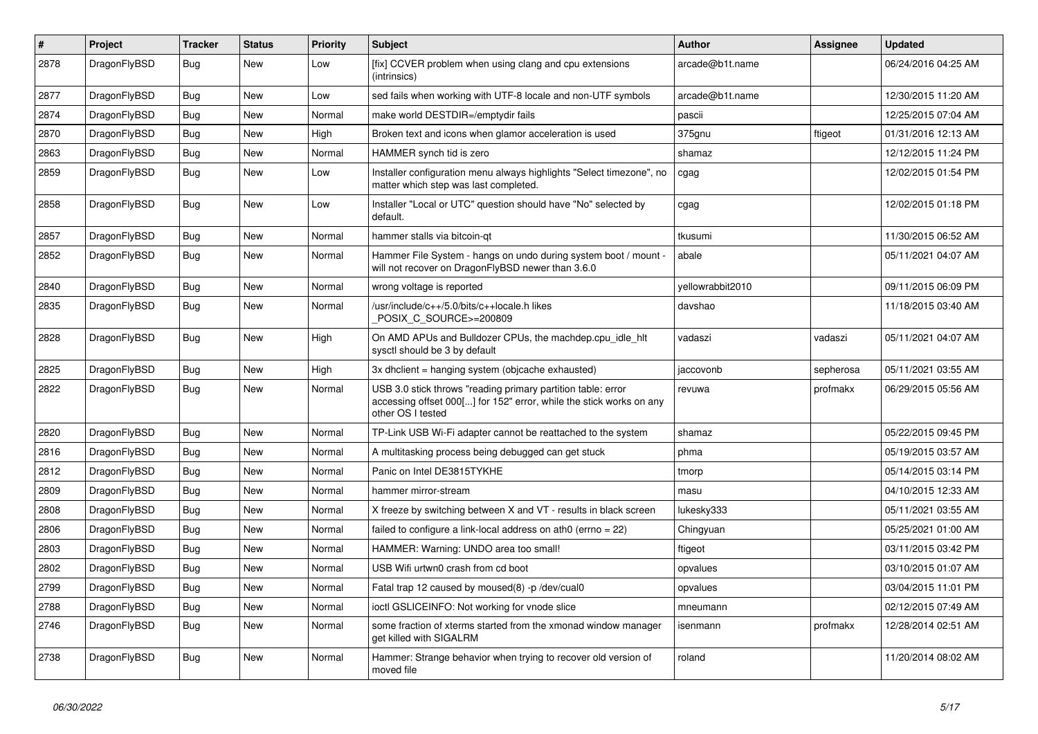| # | Project | Tracker | Status | Priority | Subject | Author | Assignee | Updated |
|---|---|---|---|---|---|---|---|---|
| 2878 | DragonFlyBSD | Bug | New | Low | [fix] CCVER problem when using clang and cpu extensions (intrinsics) | arcade@b1t.name | | 06/24/2016 04:25 AM |
| 2877 | DragonFlyBSD | Bug | New | Low | sed fails when working with UTF-8 locale and non-UTF symbols | arcade@b1t.name | | 12/30/2015 11:20 AM |
| 2874 | DragonFlyBSD | Bug | New | Normal | make world DESTDIR=/emptydir fails | pascii | | 12/25/2015 07:04 AM |
| 2870 | DragonFlyBSD | Bug | New | High | Broken text and icons when glamor acceleration is used | 375gnu | ftigeot | 01/31/2016 12:13 AM |
| 2863 | DragonFlyBSD | Bug | New | Normal | HAMMER synch tid is zero | shamaz | | 12/12/2015 11:24 PM |
| 2859 | DragonFlyBSD | Bug | New | Low | Installer configuration menu always highlights "Select timezone", no matter which step was last completed. | cgag | | 12/02/2015 01:54 PM |
| 2858 | DragonFlyBSD | Bug | New | Low | Installer "Local or UTC" question should have "No" selected by default. | cgag | | 12/02/2015 01:18 PM |
| 2857 | DragonFlyBSD | Bug | New | Normal | hammer stalls via bitcoin-qt | tkusumi | | 11/30/2015 06:52 AM |
| 2852 | DragonFlyBSD | Bug | New | Normal | Hammer File System - hangs on undo during system boot / mount - will not recover on DragonFlyBSD newer than 3.6.0 | abale | | 05/11/2021 04:07 AM |
| 2840 | DragonFlyBSD | Bug | New | Normal | wrong voltage is reported | yellowrabbit2010 | | 09/11/2015 06:09 PM |
| 2835 | DragonFlyBSD | Bug | New | Normal | /usr/include/c++/5.0/bits/c++locale.h likes _POSIX_C_SOURCE>=200809 | davshao | | 11/18/2015 03:40 AM |
| 2828 | DragonFlyBSD | Bug | New | High | On AMD APUs and Bulldozer CPUs, the machdep.cpu_idle_hlt sysctl should be 3 by default | vadaszi | vadaszi | 05/11/2021 04:07 AM |
| 2825 | DragonFlyBSD | Bug | New | High | 3x dhclient = hanging system (objcache exhausted) | jaccovonb | sepherosa | 05/11/2021 03:55 AM |
| 2822 | DragonFlyBSD | Bug | New | Normal | USB 3.0 stick throws "reading primary partition table: error accessing offset 000[...] for 152" error, while the stick works on any other OS I tested | revuwa | profmakx | 06/29/2015 05:56 AM |
| 2820 | DragonFlyBSD | Bug | New | Normal | TP-Link USB Wi-Fi adapter cannot be reattached to the system | shamaz | | 05/22/2015 09:45 PM |
| 2816 | DragonFlyBSD | Bug | New | Normal | A multitasking process being debugged can get stuck | phma | | 05/19/2015 03:57 AM |
| 2812 | DragonFlyBSD | Bug | New | Normal | Panic on Intel DE3815TYKHE | tmorp | | 05/14/2015 03:14 PM |
| 2809 | DragonFlyBSD | Bug | New | Normal | hammer mirror-stream | masu | | 04/10/2015 12:33 AM |
| 2808 | DragonFlyBSD | Bug | New | Normal | X freeze by switching between X and VT - results in black screen | lukesky333 | | 05/11/2021 03:55 AM |
| 2806 | DragonFlyBSD | Bug | New | Normal | failed to configure a link-local address on ath0 (errno = 22) | Chingyuan | | 05/25/2021 01:00 AM |
| 2803 | DragonFlyBSD | Bug | New | Normal | HAMMER: Warning: UNDO area too small! | ftigeot | | 03/11/2015 03:42 PM |
| 2802 | DragonFlyBSD | Bug | New | Normal | USB Wifi urtwn0 crash from cd boot | opvalues | | 03/10/2015 01:07 AM |
| 2799 | DragonFlyBSD | Bug | New | Normal | Fatal trap 12 caused by moused(8) -p /dev/cual0 | opvalues | | 03/04/2015 11:01 PM |
| 2788 | DragonFlyBSD | Bug | New | Normal | ioctl GSLICEINFO: Not working for vnode slice | mneumann | | 02/12/2015 07:49 AM |
| 2746 | DragonFlyBSD | Bug | New | Normal | some fraction of xterms started from the xmonad window manager get killed with SIGALRM | isenmann | profmakx | 12/28/2014 02:51 AM |
| 2738 | DragonFlyBSD | Bug | New | Normal | Hammer: Strange behavior when trying to recover old version of moved file | roland | | 11/20/2014 08:02 AM |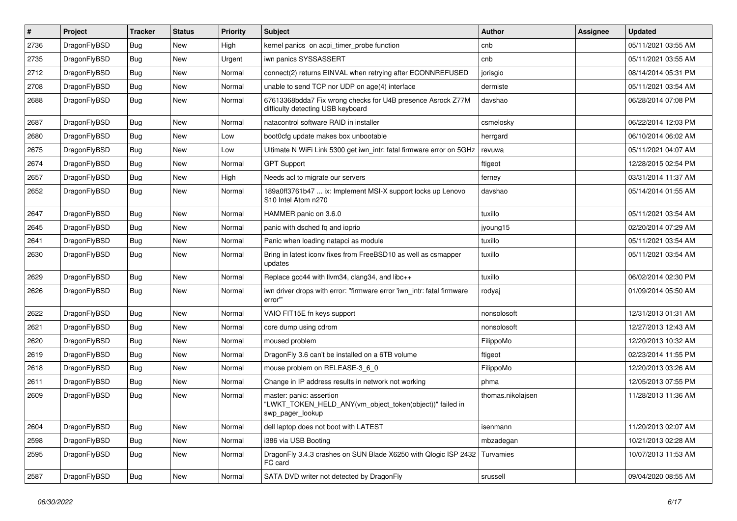| # | Project | Tracker | Status | Priority | Subject | Author | Assignee | Updated |
| --- | --- | --- | --- | --- | --- | --- | --- | --- |
| 2736 | DragonFlyBSD | Bug | New | High | kernel panics on acpi_timer_probe function | cnb | | 05/11/2021 03:55 AM |
| 2735 | DragonFlyBSD | Bug | New | Urgent | iwn panics SYSSASSERT | cnb | | 05/11/2021 03:55 AM |
| 2712 | DragonFlyBSD | Bug | New | Normal | connect(2) returns EINVAL when retrying after ECONNREFUSED | jorisgio | | 08/14/2014 05:31 PM |
| 2708 | DragonFlyBSD | Bug | New | Normal | unable to send TCP nor UDP on age(4) interface | dermiste | | 05/11/2021 03:54 AM |
| 2688 | DragonFlyBSD | Bug | New | Normal | 67613368bdda7 Fix wrong checks for U4B presence Asrock Z77M difficulty detecting USB keyboard | davshao | | 06/28/2014 07:08 PM |
| 2687 | DragonFlyBSD | Bug | New | Normal | natacontrol software RAID in installer | csmelosky | | 06/22/2014 12:03 PM |
| 2680 | DragonFlyBSD | Bug | New | Low | boot0cfg update makes box unbootable | herrgard | | 06/10/2014 06:02 AM |
| 2675 | DragonFlyBSD | Bug | New | Low | Ultimate N WiFi Link 5300 get iwn_intr: fatal firmware error on 5GHz | revuwa | | 05/11/2021 04:07 AM |
| 2674 | DragonFlyBSD | Bug | New | Normal | GPT Support | ftigeot | | 12/28/2015 02:54 PM |
| 2657 | DragonFlyBSD | Bug | New | High | Needs acl to migrate our servers | ferney | | 03/31/2014 11:37 AM |
| 2652 | DragonFlyBSD | Bug | New | Normal | 189a0ff3761b47 ... ix: Implement MSI-X support locks up Lenovo S10 Intel Atom n270 | davshao | | 05/14/2014 01:55 AM |
| 2647 | DragonFlyBSD | Bug | New | Normal | HAMMER panic on 3.6.0 | tuxillo | | 05/11/2021 03:54 AM |
| 2645 | DragonFlyBSD | Bug | New | Normal | panic with dsched fq and ioprio | jyoung15 | | 02/20/2014 07:29 AM |
| 2641 | DragonFlyBSD | Bug | New | Normal | Panic when loading natapci as module | tuxillo | | 05/11/2021 03:54 AM |
| 2630 | DragonFlyBSD | Bug | New | Normal | Bring in latest iconv fixes from FreeBSD10 as well as csmapper updates | tuxillo | | 05/11/2021 03:54 AM |
| 2629 | DragonFlyBSD | Bug | New | Normal | Replace gcc44 with llvm34, clang34, and libc++ | tuxillo | | 06/02/2014 02:30 PM |
| 2626 | DragonFlyBSD | Bug | New | Normal | iwn driver drops with error: "firmware error 'iwn_intr: fatal firmware error'" | rodyaj | | 01/09/2014 05:50 AM |
| 2622 | DragonFlyBSD | Bug | New | Normal | VAIO FIT15E fn keys support | nonsolosoft | | 12/31/2013 01:31 AM |
| 2621 | DragonFlyBSD | Bug | New | Normal | core dump using cdrom | nonsolosoft | | 12/27/2013 12:43 AM |
| 2620 | DragonFlyBSD | Bug | New | Normal | moused problem | FilippoMo | | 12/20/2013 10:32 AM |
| 2619 | DragonFlyBSD | Bug | New | Normal | DragonFly 3.6 can't be installed on a 6TB volume | ftigeot | | 02/23/2014 11:55 PM |
| 2618 | DragonFlyBSD | Bug | New | Normal | mouse problem on RELEASE-3_6_0 | FilippoMo | | 12/20/2013 03:26 AM |
| 2611 | DragonFlyBSD | Bug | New | Normal | Change in IP address results in network not working | phma | | 12/05/2013 07:55 PM |
| 2609 | DragonFlyBSD | Bug | New | Normal | master: panic: assertion "LWKT_TOKEN_HELD_ANY(vm_object_token(object))" failed in swp_pager_lookup | thomas.nikolajsen | | 11/28/2013 11:36 AM |
| 2604 | DragonFlyBSD | Bug | New | Normal | dell laptop does not boot with LATEST | isenmann | | 11/20/2013 02:07 AM |
| 2598 | DragonFlyBSD | Bug | New | Normal | i386 via USB Booting | mbzadegan | | 10/21/2013 02:28 AM |
| 2595 | DragonFlyBSD | Bug | New | Normal | DragonFly 3.4.3 crashes on SUN Blade X6250 with Qlogic ISP 2432 FC card | Turvamies | | 10/07/2013 11:53 AM |
| 2587 | DragonFlyBSD | Bug | New | Normal | SATA DVD writer not detected by DragonFly | srussell | | 09/04/2020 08:55 AM |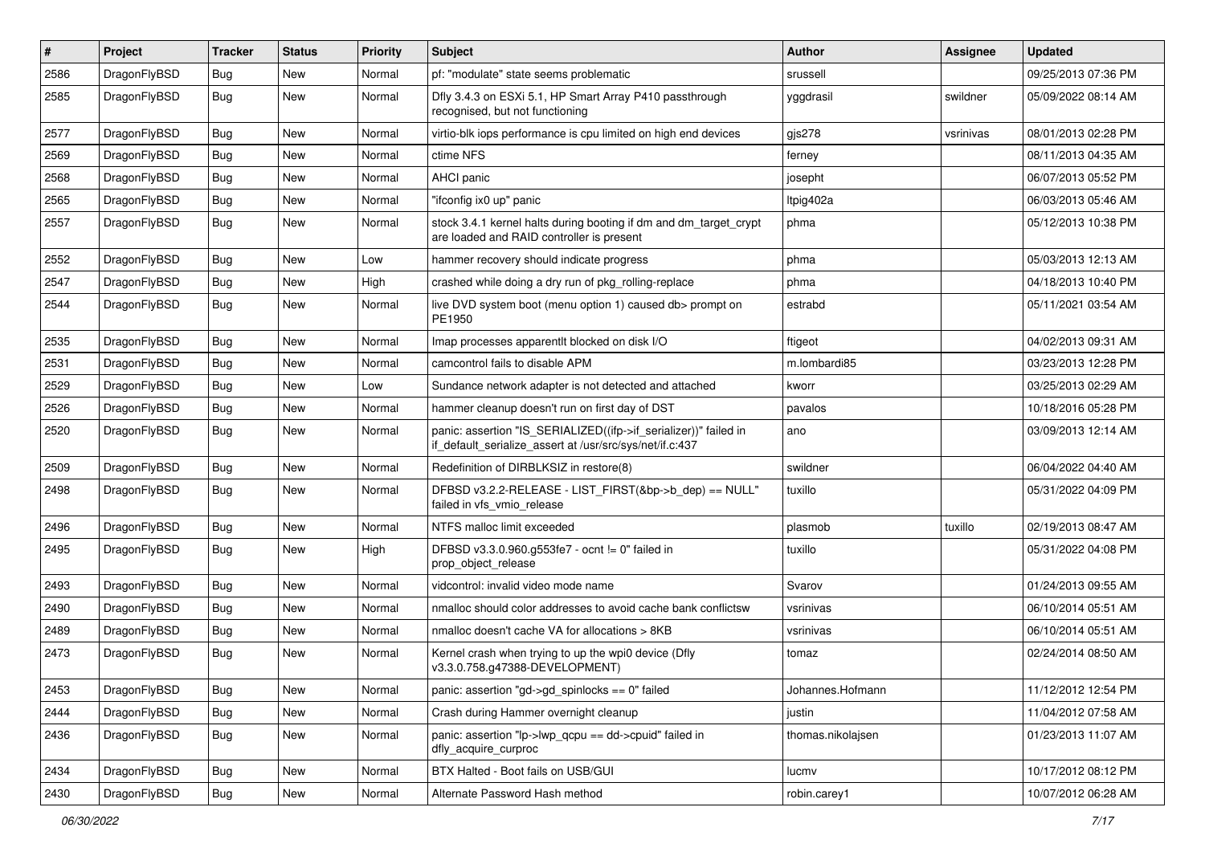| # | Project | Tracker | Status | Priority | Subject | Author | Assignee | Updated |
|---|---|---|---|---|---|---|---|---|
| 2586 | DragonFlyBSD | Bug | New | Normal | pf: "modulate" state seems problematic | srussell | | 09/25/2013 07:36 PM |
| 2585 | DragonFlyBSD | Bug | New | Normal | Dfly 3.4.3 on ESXi 5.1, HP Smart Array P410 passthrough recognised, but not functioning | yggdrasil | swildner | 05/09/2022 08:14 AM |
| 2577 | DragonFlyBSD | Bug | New | Normal | virtio-blk iops performance is cpu limited on high end devices | gjs278 | vsrinivas | 08/01/2013 02:28 PM |
| 2569 | DragonFlyBSD | Bug | New | Normal | ctime NFS | ferney | | 08/11/2013 04:35 AM |
| 2568 | DragonFlyBSD | Bug | New | Normal | AHCI panic | josepht | | 06/07/2013 05:52 PM |
| 2565 | DragonFlyBSD | Bug | New | Normal | "ifconfig ix0 up" panic | ltpig402a | | 06/03/2013 05:46 AM |
| 2557 | DragonFlyBSD | Bug | New | Normal | stock 3.4.1 kernel halts during booting if dm and dm_target_crypt are loaded and RAID controller is present | phma | | 05/12/2013 10:38 PM |
| 2552 | DragonFlyBSD | Bug | New | Low | hammer recovery should indicate progress | phma | | 05/03/2013 12:13 AM |
| 2547 | DragonFlyBSD | Bug | New | High | crashed while doing a dry run of pkg_rolling-replace | phma | | 04/18/2013 10:40 PM |
| 2544 | DragonFlyBSD | Bug | New | Normal | live DVD system boot (menu option 1) caused db> prompt on PE1950 | estrabd | | 05/11/2021 03:54 AM |
| 2535 | DragonFlyBSD | Bug | New | Normal | Imap processes apparentlt blocked on disk I/O | ftigeot | | 04/02/2013 09:31 AM |
| 2531 | DragonFlyBSD | Bug | New | Normal | camcontrol fails to disable APM | m.lombardi85 | | 03/23/2013 12:28 PM |
| 2529 | DragonFlyBSD | Bug | New | Low | Sundance network adapter is not detected and attached | kworr | | 03/25/2013 02:29 AM |
| 2526 | DragonFlyBSD | Bug | New | Normal | hammer cleanup doesn't run on first day of DST | pavalos | | 10/18/2016 05:28 PM |
| 2520 | DragonFlyBSD | Bug | New | Normal | panic: assertion "IS_SERIALIZED((ifp->if_serializer))" failed in if_default_serialize_assert at /usr/src/sys/net/if.c:437 | ano | | 03/09/2013 12:14 AM |
| 2509 | DragonFlyBSD | Bug | New | Normal | Redefinition of DIRBLKSIZ in restore(8) | swildner | | 06/04/2022 04:40 AM |
| 2498 | DragonFlyBSD | Bug | New | Normal | DFBSD v3.2.2-RELEASE - LIST_FIRST(&bp->b_dep) == NULL" failed in vfs_vmio_release | tuxillo | | 05/31/2022 04:09 PM |
| 2496 | DragonFlyBSD | Bug | New | Normal | NTFS malloc limit exceeded | plasmob | tuxillo | 02/19/2013 08:47 AM |
| 2495 | DragonFlyBSD | Bug | New | High | DFBSD v3.3.0.960.g553fe7 - ocnt != 0" failed in prop_object_release | tuxillo | | 05/31/2022 04:08 PM |
| 2493 | DragonFlyBSD | Bug | New | Normal | vidcontrol: invalid video mode name | Svarov | | 01/24/2013 09:55 AM |
| 2490 | DragonFlyBSD | Bug | New | Normal | nmalloc should color addresses to avoid cache bank conflictsw | vsrinivas | | 06/10/2014 05:51 AM |
| 2489 | DragonFlyBSD | Bug | New | Normal | nmalloc doesn't cache VA for allocations > 8KB | vsrinivas | | 06/10/2014 05:51 AM |
| 2473 | DragonFlyBSD | Bug | New | Normal | Kernel crash when trying to up the wpi0 device (Dfly v3.3.0.758.g47388-DEVELOPMENT) | tomaz | | 02/24/2014 08:50 AM |
| 2453 | DragonFlyBSD | Bug | New | Normal | panic: assertion "gd->gd_spinlocks == 0" failed | Johannes.Hofmann | | 11/12/2012 12:54 PM |
| 2444 | DragonFlyBSD | Bug | New | Normal | Crash during Hammer overnight cleanup | justin | | 11/04/2012 07:58 AM |
| 2436 | DragonFlyBSD | Bug | New | Normal | panic: assertion "lp->lwp_qcpu == dd->cpuid" failed in dfly_acquire_curproc | thomas.nikolajsen | | 01/23/2013 11:07 AM |
| 2434 | DragonFlyBSD | Bug | New | Normal | BTX Halted - Boot fails on USB/GUI | lucmv | | 10/17/2012 08:12 PM |
| 2430 | DragonFlyBSD | Bug | New | Normal | Alternate Password Hash method | robin.carey1 | | 10/07/2012 06:28 AM |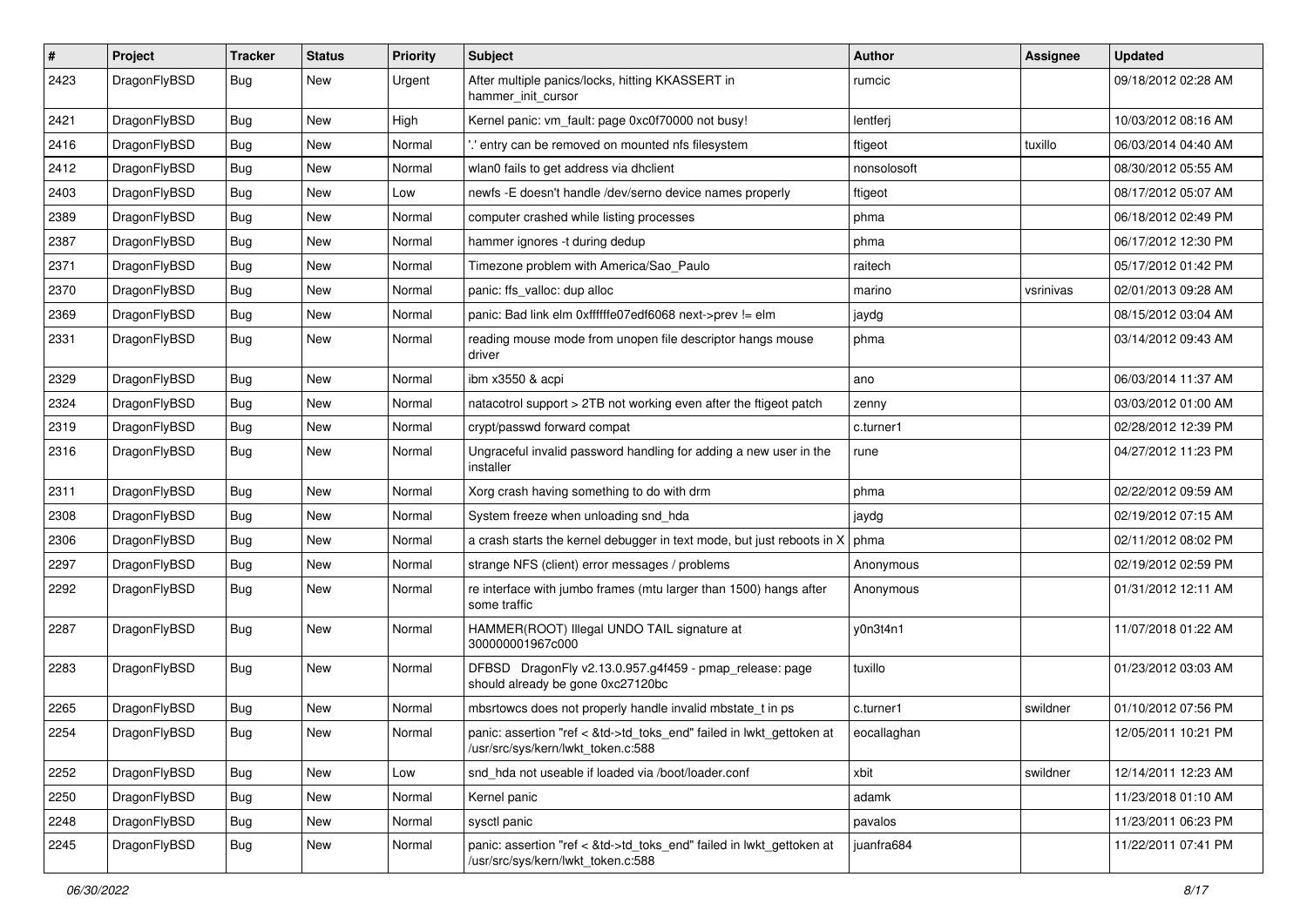| # | Project | Tracker | Status | Priority | Subject | Author | Assignee | Updated |
|---|---|---|---|---|---|---|---|---|
| 2423 | DragonFlyBSD | Bug | New | Urgent | After multiple panics/locks, hitting KKASSERT in hammer_init_cursor | rumcic | | 09/18/2012 02:28 AM |
| 2421 | DragonFlyBSD | Bug | New | High | Kernel panic: vm_fault: page 0xc0f70000 not busy! | lentferj | | 10/03/2012 08:16 AM |
| 2416 | DragonFlyBSD | Bug | New | Normal | '.' entry can be removed on mounted nfs filesystem | ftigeot | tuxillo | 06/03/2014 04:40 AM |
| 2412 | DragonFlyBSD | Bug | New | Normal | wlan0 fails to get address via dhclient | nonsolosoft | | 08/30/2012 05:55 AM |
| 2403 | DragonFlyBSD | Bug | New | Low | newfs -E doesn't handle /dev/serno device names properly | ftigeot | | 08/17/2012 05:07 AM |
| 2389 | DragonFlyBSD | Bug | New | Normal | computer crashed while listing processes | phma | | 06/18/2012 02:49 PM |
| 2387 | DragonFlyBSD | Bug | New | Normal | hammer ignores -t during dedup | phma | | 06/17/2012 12:30 PM |
| 2371 | DragonFlyBSD | Bug | New | Normal | Timezone problem with America/Sao_Paulo | raitech | | 05/17/2012 01:42 PM |
| 2370 | DragonFlyBSD | Bug | New | Normal | panic: ffs_valloc: dup alloc | marino | vsrinivas | 02/01/2013 09:28 AM |
| 2369 | DragonFlyBSD | Bug | New | Normal | panic: Bad link elm 0xffffffe07edf6068 next->prev != elm | jaydg | | 08/15/2012 03:04 AM |
| 2331 | DragonFlyBSD | Bug | New | Normal | reading mouse mode from unopen file descriptor hangs mouse driver | phma | | 03/14/2012 09:43 AM |
| 2329 | DragonFlyBSD | Bug | New | Normal | ibm x3550 & acpi | ano | | 06/03/2014 11:37 AM |
| 2324 | DragonFlyBSD | Bug | New | Normal | natacotrol support > 2TB not working even after the ftigeot patch | zenny | | 03/03/2012 01:00 AM |
| 2319 | DragonFlyBSD | Bug | New | Normal | crypt/passwd forward compat | c.turner1 | | 02/28/2012 12:39 PM |
| 2316 | DragonFlyBSD | Bug | New | Normal | Ungraceful invalid password handling for adding a new user in the installer | rune | | 04/27/2012 11:23 PM |
| 2311 | DragonFlyBSD | Bug | New | Normal | Xorg crash having something to do with drm | phma | | 02/22/2012 09:59 AM |
| 2308 | DragonFlyBSD | Bug | New | Normal | System freeze when unloading snd_hda | jaydg | | 02/19/2012 07:15 AM |
| 2306 | DragonFlyBSD | Bug | New | Normal | a crash starts the kernel debugger in text mode, but just reboots in X | phma | | 02/11/2012 08:02 PM |
| 2297 | DragonFlyBSD | Bug | New | Normal | strange NFS (client) error messages / problems | Anonymous | | 02/19/2012 02:59 PM |
| 2292 | DragonFlyBSD | Bug | New | Normal | re interface with jumbo frames (mtu larger than 1500) hangs after some traffic | Anonymous | | 01/31/2012 12:11 AM |
| 2287 | DragonFlyBSD | Bug | New | Normal | HAMMER(ROOT) Illegal UNDO TAIL signature at 300000001967c000 | y0n3t4n1 | | 11/07/2018 01:22 AM |
| 2283 | DragonFlyBSD | Bug | New | Normal | DFBSD DragonFly v2.13.0.957.g4f459 - pmap_release: page should already be gone 0xc27120bc | tuxillo | | 01/23/2012 03:03 AM |
| 2265 | DragonFlyBSD | Bug | New | Normal | mbsrtowcs does not properly handle invalid mbstate_t in ps | c.turner1 | swildner | 01/10/2012 07:56 PM |
| 2254 | DragonFlyBSD | Bug | New | Normal | panic: assertion "ref < &td->td_toks_end" failed in lwkt_gettoken at /usr/src/sys/kern/lwkt_token.c:588 | eocallaghan | | 12/05/2011 10:21 PM |
| 2252 | DragonFlyBSD | Bug | New | Low | snd_hda not useable if loaded via /boot/loader.conf | xbit | swildner | 12/14/2011 12:23 AM |
| 2250 | DragonFlyBSD | Bug | New | Normal | Kernel panic | adamk | | 11/23/2018 01:10 AM |
| 2248 | DragonFlyBSD | Bug | New | Normal | sysctl panic | pavalos | | 11/23/2011 06:23 PM |
| 2245 | DragonFlyBSD | Bug | New | Normal | panic: assertion "ref < &td->td_toks_end" failed in lwkt_gettoken at /usr/src/sys/kern/lwkt_token.c:588 | juanfra684 | | 11/22/2011 07:41 PM |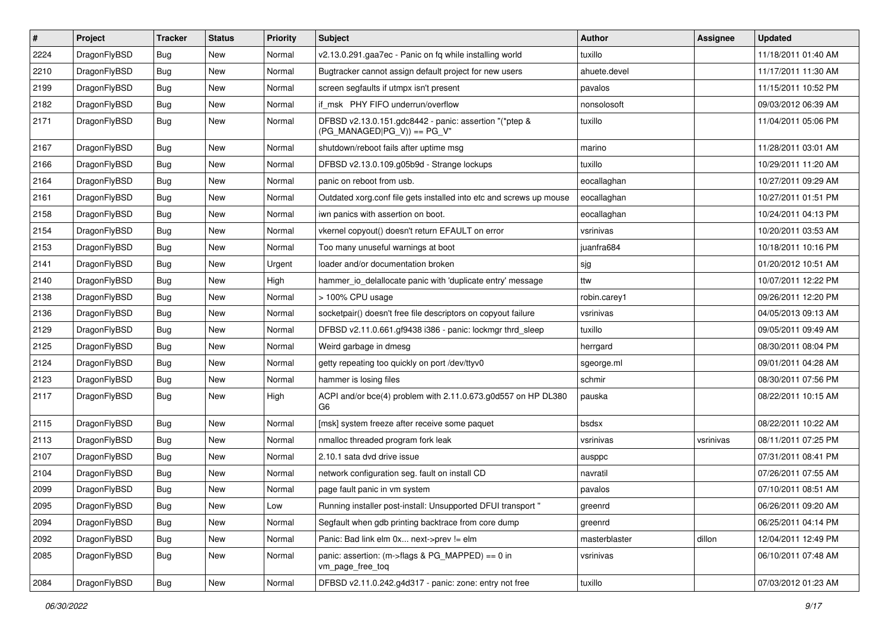| # | Project | Tracker | Status | Priority | Subject | Author | Assignee | Updated |
|---|---|---|---|---|---|---|---|---|
| 2224 | DragonFlyBSD | Bug | New | Normal | v2.13.0.291.gaa7ec - Panic on fq while installing world | tuxillo | | 11/18/2011 01:40 AM |
| 2210 | DragonFlyBSD | Bug | New | Normal | Bugtracker cannot assign default project for new users | ahuete.devel | | 11/17/2011 11:30 AM |
| 2199 | DragonFlyBSD | Bug | New | Normal | screen segfaults if utmpx isn't present | pavalos | | 11/15/2011 10:52 PM |
| 2182 | DragonFlyBSD | Bug | New | Normal | if_msk PHY FIFO underrun/overflow | nonsolosoft | | 09/03/2012 06:39 AM |
| 2171 | DragonFlyBSD | Bug | New | Normal | DFBSD v2.13.0.151.gdc8442 - panic: assertion "(*ptep & (PG_MANAGED\|PG_V)) == PG_V" | tuxillo | | 11/04/2011 05:06 PM |
| 2167 | DragonFlyBSD | Bug | New | Normal | shutdown/reboot fails after uptime msg | marino | | 11/28/2011 03:01 AM |
| 2166 | DragonFlyBSD | Bug | New | Normal | DFBSD v2.13.0.109.g05b9d - Strange lockups | tuxillo | | 10/29/2011 11:20 AM |
| 2164 | DragonFlyBSD | Bug | New | Normal | panic on reboot from usb. | eocallaghan | | 10/27/2011 09:29 AM |
| 2161 | DragonFlyBSD | Bug | New | Normal | Outdated xorg.conf file gets installed into etc and screws up mouse | eocallaghan | | 10/27/2011 01:51 PM |
| 2158 | DragonFlyBSD | Bug | New | Normal | iwn panics with assertion on boot. | eocallaghan | | 10/24/2011 04:13 PM |
| 2154 | DragonFlyBSD | Bug | New | Normal | vkernel copyout() doesn't return EFAULT on error | vsrinivas | | 10/20/2011 03:53 AM |
| 2153 | DragonFlyBSD | Bug | New | Normal | Too many unuseful warnings at boot | juanfra684 | | 10/18/2011 10:16 PM |
| 2141 | DragonFlyBSD | Bug | New | Urgent | loader and/or documentation broken | sjg | | 01/20/2012 10:51 AM |
| 2140 | DragonFlyBSD | Bug | New | High | hammer_io_delallocate panic with 'duplicate entry' message | ttw | | 10/07/2011 12:22 PM |
| 2138 | DragonFlyBSD | Bug | New | Normal | > 100% CPU usage | robin.carey1 | | 09/26/2011 12:20 PM |
| 2136 | DragonFlyBSD | Bug | New | Normal | socketpair() doesn't free file descriptors on copyout failure | vsrinivas | | 04/05/2013 09:13 AM |
| 2129 | DragonFlyBSD | Bug | New | Normal | DFBSD v2.11.0.661.gf9438 i386 - panic: lockmgr thrd_sleep | tuxillo | | 09/05/2011 09:49 AM |
| 2125 | DragonFlyBSD | Bug | New | Normal | Weird garbage in dmesg | herrgard | | 08/30/2011 08:04 PM |
| 2124 | DragonFlyBSD | Bug | New | Normal | getty repeating too quickly on port /dev/ttyv0 | sgeorge.ml | | 09/01/2011 04:28 AM |
| 2123 | DragonFlyBSD | Bug | New | Normal | hammer is losing files | schmir | | 08/30/2011 07:56 PM |
| 2117 | DragonFlyBSD | Bug | New | High | ACPI and/or bce(4) problem with 2.11.0.673.g0d557 on HP DL380 G6 | pauska | | 08/22/2011 10:15 AM |
| 2115 | DragonFlyBSD | Bug | New | Normal | [msk] system freeze after receive some paquet | bsdsx | | 08/22/2011 10:22 AM |
| 2113 | DragonFlyBSD | Bug | New | Normal | nmalloc threaded program fork leak | vsrinivas | vsrinivas | 08/11/2011 07:25 PM |
| 2107 | DragonFlyBSD | Bug | New | Normal | 2.10.1 sata dvd drive issue | ausppc | | 07/31/2011 08:41 PM |
| 2104 | DragonFlyBSD | Bug | New | Normal | network configuration seg. fault on install CD | navratil | | 07/26/2011 07:55 AM |
| 2099 | DragonFlyBSD | Bug | New | Normal | page fault panic in vm system | pavalos | | 07/10/2011 08:51 AM |
| 2095 | DragonFlyBSD | Bug | New | Low | Running installer post-install: Unsupported DFUI transport " | greenrd | | 06/26/2011 09:20 AM |
| 2094 | DragonFlyBSD | Bug | New | Normal | Segfault when gdb printing backtrace from core dump | greenrd | | 06/25/2011 04:14 PM |
| 2092 | DragonFlyBSD | Bug | New | Normal | Panic: Bad link elm 0x... next->prev != elm | masterblaster | dillon | 12/04/2011 12:49 PM |
| 2085 | DragonFlyBSD | Bug | New | Normal | panic: assertion: (m->flags & PG_MAPPED) == 0 in vm_page_free_toq | vsrinivas | | 06/10/2011 07:48 AM |
| 2084 | DragonFlyBSD | Bug | New | Normal | DFBSD v2.11.0.242.g4d317 - panic: zone: entry not free | tuxillo | | 07/03/2012 01:23 AM |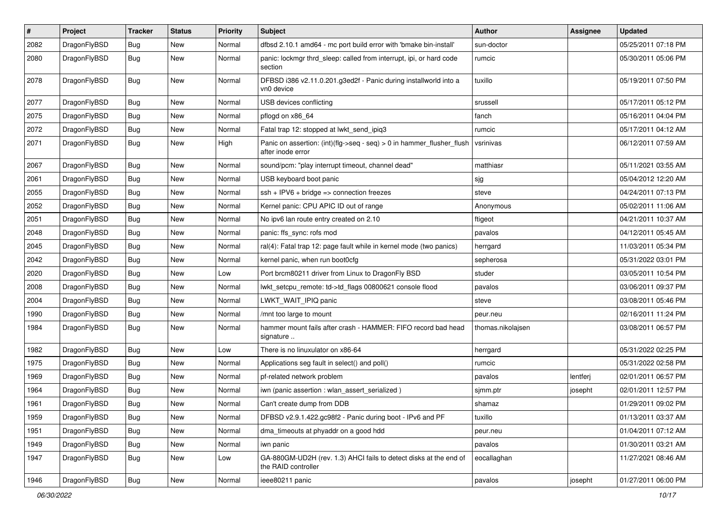| # | Project | Tracker | Status | Priority | Subject | Author | Assignee | Updated |
|---|---|---|---|---|---|---|---|---|
| 2082 | DragonFlyBSD | Bug | New | Normal | dfbsd 2.10.1 amd64 - mc port build error with 'bmake bin-install' | sun-doctor | | 05/25/2011 07:18 PM |
| 2080 | DragonFlyBSD | Bug | New | Normal | panic: lockmgr thrd_sleep: called from interrupt, ipi, or hard code section | rumcic | | 05/30/2011 05:06 PM |
| 2078 | DragonFlyBSD | Bug | New | Normal | DFBSD i386 v2.11.0.201.g3ed2f - Panic during installworld into a vn0 device | tuxillo | | 05/19/2011 07:50 PM |
| 2077 | DragonFlyBSD | Bug | New | Normal | USB devices conflicting | srussell | | 05/17/2011 05:12 PM |
| 2075 | DragonFlyBSD | Bug | New | Normal | pflogd on x86_64 | fanch | | 05/16/2011 04:04 PM |
| 2072 | DragonFlyBSD | Bug | New | Normal | Fatal trap 12: stopped at lwkt_send_ipiq3 | rumcic | | 05/17/2011 04:12 AM |
| 2071 | DragonFlyBSD | Bug | New | High | Panic on assertion: (int)(flg->seq - seq) > 0 in hammer_flusher_flush after inode error | vsrinivas | | 06/12/2011 07:59 AM |
| 2067 | DragonFlyBSD | Bug | New | Normal | sound/pcm: "play interrupt timeout, channel dead" | matthiasr | | 05/11/2021 03:55 AM |
| 2061 | DragonFlyBSD | Bug | New | Normal | USB keyboard boot panic | sjg | | 05/04/2012 12:20 AM |
| 2055 | DragonFlyBSD | Bug | New | Normal | ssh + IPV6 + bridge => connection freezes | steve | | 04/24/2011 07:13 PM |
| 2052 | DragonFlyBSD | Bug | New | Normal | Kernel panic: CPU APIC ID out of range | Anonymous | | 05/02/2011 11:06 AM |
| 2051 | DragonFlyBSD | Bug | New | Normal | No ipv6 lan route entry created on 2.10 | ftigeot | | 04/21/2011 10:37 AM |
| 2048 | DragonFlyBSD | Bug | New | Normal | panic: ffs_sync: rofs mod | pavalos | | 04/12/2011 05:45 AM |
| 2045 | DragonFlyBSD | Bug | New | Normal | ral(4): Fatal trap 12: page fault while in kernel mode (two panics) | herrgard | | 11/03/2011 05:34 PM |
| 2042 | DragonFlyBSD | Bug | New | Normal | kernel panic, when run boot0cfg | sepherosa | | 05/31/2022 03:01 PM |
| 2020 | DragonFlyBSD | Bug | New | Low | Port brcm80211 driver from Linux to DragonFly BSD | studer | | 03/05/2011 10:54 PM |
| 2008 | DragonFlyBSD | Bug | New | Normal | lwkt_setcpu_remote: td->td_flags 00800621 console flood | pavalos | | 03/06/2011 09:37 PM |
| 2004 | DragonFlyBSD | Bug | New | Normal | LWKT_WAIT_IPIQ panic | steve | | 03/08/2011 05:46 PM |
| 1990 | DragonFlyBSD | Bug | New | Normal | /mnt too large to mount | peur.neu | | 02/16/2011 11:24 PM |
| 1984 | DragonFlyBSD | Bug | New | Normal | hammer mount fails after crash - HAMMER: FIFO record bad head signature .. | thomas.nikolajsen | | 03/08/2011 06:57 PM |
| 1982 | DragonFlyBSD | Bug | New | Low | There is no linuxulator on x86-64 | herrgard | | 05/31/2022 02:25 PM |
| 1975 | DragonFlyBSD | Bug | New | Normal | Applications seg fault in select() and poll() | rumcic | | 05/31/2022 02:58 PM |
| 1969 | DragonFlyBSD | Bug | New | Normal | pf-related network problem | pavalos | lentferj | 02/01/2011 06:57 PM |
| 1964 | DragonFlyBSD | Bug | New | Normal | iwn (panic assertion : wlan_assert_serialized ) | sjmm.ptr | josepht | 02/01/2011 12:57 PM |
| 1961 | DragonFlyBSD | Bug | New | Normal | Can't create dump from DDB | shamaz | | 01/29/2011 09:02 PM |
| 1959 | DragonFlyBSD | Bug | New | Normal | DFBSD v2.9.1.422.gc98f2 - Panic during boot - IPv6 and PF | tuxillo | | 01/13/2011 03:37 AM |
| 1951 | DragonFlyBSD | Bug | New | Normal | dma_timeouts at phyaddr on a good hdd | peur.neu | | 01/04/2011 07:12 AM |
| 1949 | DragonFlyBSD | Bug | New | Normal | iwn panic | pavalos | | 01/30/2011 03:21 AM |
| 1947 | DragonFlyBSD | Bug | New | Low | GA-880GM-UD2H (rev. 1.3) AHCI fails to detect disks at the end of the RAID controller | eocallaghan | | 11/27/2021 08:46 AM |
| 1946 | DragonFlyBSD | Bug | New | Normal | ieee80211 panic | pavalos | josepht | 01/27/2011 06:00 PM |

*06/30/2022*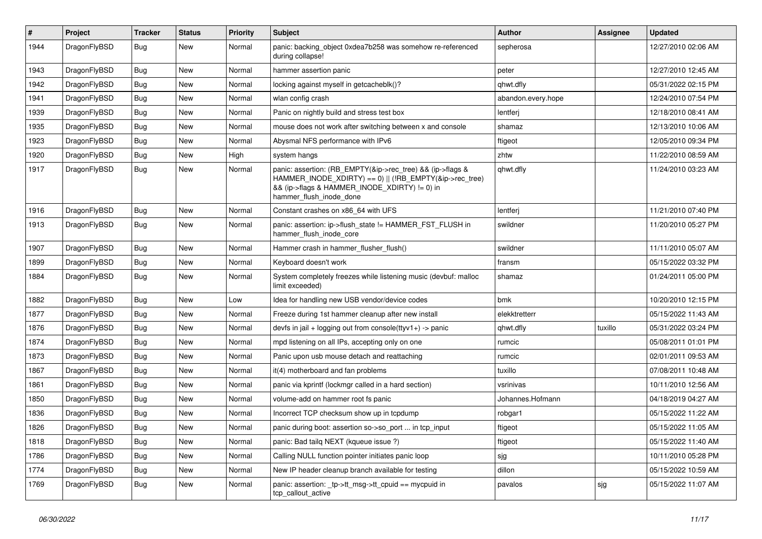| # | Project | Tracker | Status | Priority | Subject | Author | Assignee | Updated |
|---|---|---|---|---|---|---|---|---|
| 1944 | DragonFlyBSD | Bug | New | Normal | panic: backing_object 0xdea7b258 was somehow re-referenced during collapse! | sepherosa | | 12/27/2010 02:06 AM |
| 1943 | DragonFlyBSD | Bug | New | Normal | hammer assertion panic | peter | | 12/27/2010 12:45 AM |
| 1942 | DragonFlyBSD | Bug | New | Normal | locking against myself in getcacheblk()? | qhwt.dfly | | 05/31/2022 02:15 PM |
| 1941 | DragonFlyBSD | Bug | New | Normal | wlan config crash | abandon.every.hope | | 12/24/2010 07:54 PM |
| 1939 | DragonFlyBSD | Bug | New | Normal | Panic on nightly build and stress test box | lentferj | | 12/18/2010 08:41 AM |
| 1935 | DragonFlyBSD | Bug | New | Normal | mouse does not work after switching between x and console | shamaz | | 12/13/2010 10:06 AM |
| 1923 | DragonFlyBSD | Bug | New | Normal | Abysmal NFS performance with IPv6 | ftigeot | | 12/05/2010 09:34 PM |
| 1920 | DragonFlyBSD | Bug | New | High | system hangs | zhtw | | 11/22/2010 08:59 AM |
| 1917 | DragonFlyBSD | Bug | New | Normal | panic: assertion: (RB_EMPTY(&ip->rec_tree) && (ip->flags & HAMMER_INODE_XDIRTY) == 0) \|\| (!RB_EMPTY(&ip->rec_tree) && (ip->flags & HAMMER_INODE_XDIRTY) != 0) in hammer_flush_inode_done | qhwt.dfly | | 11/24/2010 03:23 AM |
| 1916 | DragonFlyBSD | Bug | New | Normal | Constant crashes on x86_64 with UFS | lentferj | | 11/21/2010 07:40 PM |
| 1913 | DragonFlyBSD | Bug | New | Normal | panic: assertion: ip->flush_state != HAMMER_FST_FLUSH in hammer_flush_inode_core | swildner | | 11/20/2010 05:27 PM |
| 1907 | DragonFlyBSD | Bug | New | Normal | Hammer crash in hammer_flusher_flush() | swildner | | 11/11/2010 05:07 AM |
| 1899 | DragonFlyBSD | Bug | New | Normal | Keyboard doesn't work | fransm | | 05/15/2022 03:32 PM |
| 1884 | DragonFlyBSD | Bug | New | Normal | System completely freezes while listening music (devbuf: malloc limit exceeded) | shamaz | | 01/24/2011 05:00 PM |
| 1882 | DragonFlyBSD | Bug | New | Low | Idea for handling new USB vendor/device codes | bmk | | 10/20/2010 12:15 PM |
| 1877 | DragonFlyBSD | Bug | New | Normal | Freeze during 1st hammer cleanup after new install | elekktretterr | | 05/15/2022 11:43 AM |
| 1876 | DragonFlyBSD | Bug | New | Normal | devfs in jail + logging out from console(ttyv1+) -> panic | qhwt.dfly | tuxillo | 05/31/2022 03:24 PM |
| 1874 | DragonFlyBSD | Bug | New | Normal | mpd listening on all IPs, accepting only on one | rumcic | | 05/08/2011 01:01 PM |
| 1873 | DragonFlyBSD | Bug | New | Normal | Panic upon usb mouse detach and reattaching | rumcic | | 02/01/2011 09:53 AM |
| 1867 | DragonFlyBSD | Bug | New | Normal | it(4) motherboard and fan problems | tuxillo | | 07/08/2011 10:48 AM |
| 1861 | DragonFlyBSD | Bug | New | Normal | panic via kprintf (lockmgr called in a hard section) | vsrinivas | | 10/11/2010 12:56 AM |
| 1850 | DragonFlyBSD | Bug | New | Normal | volume-add on hammer root fs panic | Johannes.Hofmann | | 04/18/2019 04:27 AM |
| 1836 | DragonFlyBSD | Bug | New | Normal | Incorrect TCP checksum show up in tcpdump | robgar1 | | 05/15/2022 11:22 AM |
| 1826 | DragonFlyBSD | Bug | New | Normal | panic during boot: assertion so->so_port ... in tcp_input | ftigeot | | 05/15/2022 11:05 AM |
| 1818 | DragonFlyBSD | Bug | New | Normal | panic: Bad tailq NEXT (kqueue issue ?) | ftigeot | | 05/15/2022 11:40 AM |
| 1786 | DragonFlyBSD | Bug | New | Normal | Calling NULL function pointer initiates panic loop | sjg | | 10/11/2010 05:28 PM |
| 1774 | DragonFlyBSD | Bug | New | Normal | New IP header cleanup branch available for testing | dillon | | 05/15/2022 10:59 AM |
| 1769 | DragonFlyBSD | Bug | New | Normal | panic: assertion: _tp->tt_msg->tt_cpuid == mycpuid in tcp_callout_active | pavalos | sjg | 05/15/2022 11:07 AM |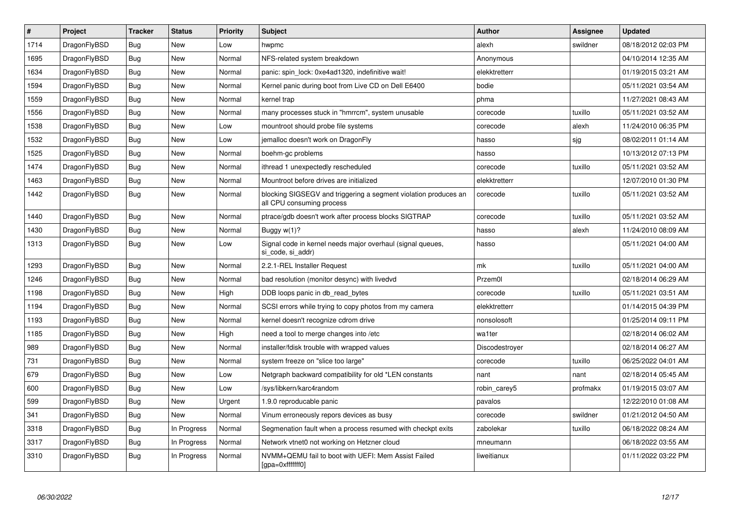| # | Project | Tracker | Status | Priority | Subject | Author | Assignee | Updated |
|---|---|---|---|---|---|---|---|---|
| 1714 | DragonFlyBSD | Bug | New | Low | hwpmc | alexh | swildner | 08/18/2012 02:03 PM |
| 1695 | DragonFlyBSD | Bug | New | Normal | NFS-related system breakdown | Anonymous | | 04/10/2014 12:35 AM |
| 1634 | DragonFlyBSD | Bug | New | Normal | panic: spin_lock: 0xe4ad1320, indefinitive wait! | elekktretterr | | 01/19/2015 03:21 AM |
| 1594 | DragonFlyBSD | Bug | New | Normal | Kernel panic during boot from Live CD on Dell E6400 | bodie | | 05/11/2021 03:54 AM |
| 1559 | DragonFlyBSD | Bug | New | Normal | kernel trap | phma | | 11/27/2021 08:43 AM |
| 1556 | DragonFlyBSD | Bug | New | Normal | many processes stuck in "hmrrcm", system unusable | corecode | tuxillo | 05/11/2021 03:52 AM |
| 1538 | DragonFlyBSD | Bug | New | Low | mountroot should probe file systems | corecode | alexh | 11/24/2010 06:35 PM |
| 1532 | DragonFlyBSD | Bug | New | Low | jemalloc doesn't work on DragonFly | hasso | sjg | 08/02/2011 01:14 AM |
| 1525 | DragonFlyBSD | Bug | New | Normal | boehm-gc problems | hasso | | 10/13/2012 07:13 PM |
| 1474 | DragonFlyBSD | Bug | New | Normal | ithread 1 unexpectedly rescheduled | corecode | tuxillo | 05/11/2021 03:52 AM |
| 1463 | DragonFlyBSD | Bug | New | Normal | Mountroot before drives are initialized | elekktretterr | | 12/07/2010 01:30 PM |
| 1442 | DragonFlyBSD | Bug | New | Normal | blocking SIGSEGV and triggering a segment violation produces an all CPU consuming process | corecode | tuxillo | 05/11/2021 03:52 AM |
| 1440 | DragonFlyBSD | Bug | New | Normal | ptrace/gdb doesn't work after process blocks SIGTRAP | corecode | tuxillo | 05/11/2021 03:52 AM |
| 1430 | DragonFlyBSD | Bug | New | Normal | Buggy w(1)? | hasso | alexh | 11/24/2010 08:09 AM |
| 1313 | DragonFlyBSD | Bug | New | Low | Signal code in kernel needs major overhaul (signal queues, si_code, si_addr) | hasso | | 05/11/2021 04:00 AM |
| 1293 | DragonFlyBSD | Bug | New | Normal | 2.2.1-REL Installer Request | mk | tuxillo | 05/11/2021 04:00 AM |
| 1246 | DragonFlyBSD | Bug | New | Normal | bad resolution (monitor desync) with livedvd | Przem0l | | 02/18/2014 06:29 AM |
| 1198 | DragonFlyBSD | Bug | New | High | DDB loops panic in db_read_bytes | corecode | tuxillo | 05/11/2021 03:51 AM |
| 1194 | DragonFlyBSD | Bug | New | Normal | SCSI errors while trying to copy photos from my camera | elekktretterr | | 01/14/2015 04:39 PM |
| 1193 | DragonFlyBSD | Bug | New | Normal | kernel doesn't recognize cdrom drive | nonsolosoft | | 01/25/2014 09:11 PM |
| 1185 | DragonFlyBSD | Bug | New | High | need a tool to merge changes into /etc | wa1ter | | 02/18/2014 06:02 AM |
| 989 | DragonFlyBSD | Bug | New | Normal | installer/fdisk trouble with wrapped values | Discodestroyer | | 02/18/2014 06:27 AM |
| 731 | DragonFlyBSD | Bug | New | Normal | system freeze on "slice too large" | corecode | tuxillo | 06/25/2022 04:01 AM |
| 679 | DragonFlyBSD | Bug | New | Low | Netgraph backward compatibility for old *LEN constants | nant | nant | 02/18/2014 05:45 AM |
| 600 | DragonFlyBSD | Bug | New | Low | /sys/libkern/karc4random | robin_carey5 | profmakx | 01/19/2015 03:07 AM |
| 599 | DragonFlyBSD | Bug | New | Urgent | 1.9.0 reproducable panic | pavalos | | 12/22/2010 01:08 AM |
| 341 | DragonFlyBSD | Bug | New | Normal | Vinum erroneously repors devices as busy | corecode | swildner | 01/21/2012 04:50 AM |
| 3318 | DragonFlyBSD | Bug | In Progress | Normal | Segmenation fault when a process resumed with checkpt exits | zabolekar | tuxillo | 06/18/2022 08:24 AM |
| 3317 | DragonFlyBSD | Bug | In Progress | Normal | Network vtnet0 not working on Hetzner cloud | mneumann | | 06/18/2022 03:55 AM |
| 3310 | DragonFlyBSD | Bug | In Progress | Normal | NVMM+QEMU fail to boot with UEFI: Mem Assist Failed [gpa=0xfffffff0] | liweitianux | | 01/11/2022 03:22 PM |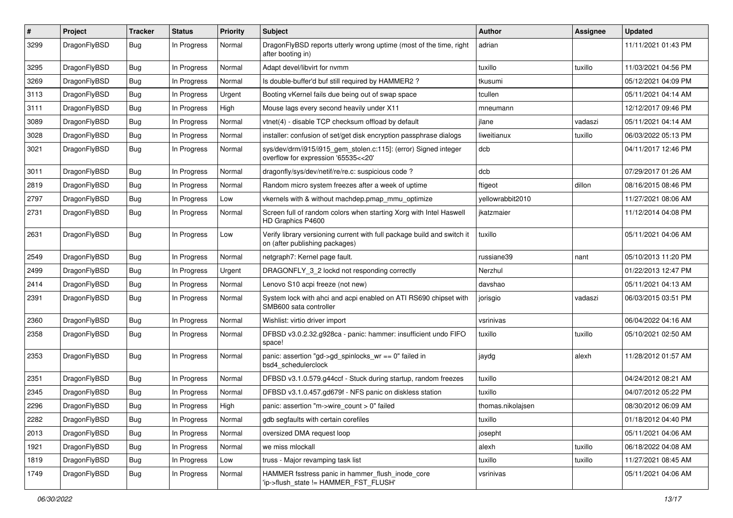| # | Project | Tracker | Status | Priority | Subject | Author | Assignee | Updated |
|---|---|---|---|---|---|---|---|---|
| 3299 | DragonFlyBSD | Bug | In Progress | Normal | DragonFlyBSD reports utterly wrong uptime (most of the time, right after booting in) | adrian | | 11/11/2021 01:43 PM |
| 3295 | DragonFlyBSD | Bug | In Progress | Normal | Adapt devel/libvirt for nvmm | tuxillo | tuxillo | 11/03/2021 04:56 PM |
| 3269 | DragonFlyBSD | Bug | In Progress | Normal | Is double-buffer'd buf still required by HAMMER2 ? | tkusumi | | 05/12/2021 04:09 PM |
| 3113 | DragonFlyBSD | Bug | In Progress | Urgent | Booting vKernel fails due being out of swap space | tcullen | | 05/11/2021 04:14 AM |
| 3111 | DragonFlyBSD | Bug | In Progress | High | Mouse lags every second heavily under X11 | mneumann | | 12/12/2017 09:46 PM |
| 3089 | DragonFlyBSD | Bug | In Progress | Normal | vtnet(4) - disable TCP checksum offload by default | jlane | vadaszi | 05/11/2021 04:14 AM |
| 3028 | DragonFlyBSD | Bug | In Progress | Normal | installer: confusion of set/get disk encryption passphrase dialogs | liweitianux | tuxillo | 06/03/2022 05:13 PM |
| 3021 | DragonFlyBSD | Bug | In Progress | Normal | sys/dev/drm/i915/i915_gem_stolen.c:115]: (error) Signed integer overflow for expression '65535<<20' | dcb | | 04/11/2017 12:46 PM |
| 3011 | DragonFlyBSD | Bug | In Progress | Normal | dragonfly/sys/dev/netif/re/re.c: suspicious code ? | dcb | | 07/29/2017 01:26 AM |
| 2819 | DragonFlyBSD | Bug | In Progress | Normal | Random micro system freezes after a week of uptime | ftigeot | dillon | 08/16/2015 08:46 PM |
| 2797 | DragonFlyBSD | Bug | In Progress | Low | vkernels with & without machdep.pmap_mmu_optimize | yellowrabbit2010 | | 11/27/2021 08:06 AM |
| 2731 | DragonFlyBSD | Bug | In Progress | Normal | Screen full of random colors when starting Xorg with Intel Haswell HD Graphics P4600 | jkatzmaier | | 11/12/2014 04:08 PM |
| 2631 | DragonFlyBSD | Bug | In Progress | Low | Verify library versioning current with full package build and switch it on (after publishing packages) | tuxillo | | 05/11/2021 04:06 AM |
| 2549 | DragonFlyBSD | Bug | In Progress | Normal | netgraph7: Kernel page fault. | russiane39 | nant | 05/10/2013 11:20 PM |
| 2499 | DragonFlyBSD | Bug | In Progress | Urgent | DRAGONFLY_3_2 lockd not responding correctly | Nerzhul | | 01/22/2013 12:47 PM |
| 2414 | DragonFlyBSD | Bug | In Progress | Normal | Lenovo S10 acpi freeze (not new) | davshao | | 05/11/2021 04:13 AM |
| 2391 | DragonFlyBSD | Bug | In Progress | Normal | System lock with ahci and acpi enabled on ATI RS690 chipset with SMB600 sata controller | jorisgio | vadaszi | 06/03/2015 03:51 PM |
| 2360 | DragonFlyBSD | Bug | In Progress | Normal | Wishlist: virtio driver import | vsrinivas | | 06/04/2022 04:16 AM |
| 2358 | DragonFlyBSD | Bug | In Progress | Normal | DFBSD v3.0.2.32.g928ca - panic: hammer: insufficient undo FIFO space! | tuxillo | tuxillo | 05/10/2021 02:50 AM |
| 2353 | DragonFlyBSD | Bug | In Progress | Normal | panic: assertion "gd->gd_spinlocks_wr == 0" failed in bsd4_schedulerclock | jaydg | alexh | 11/28/2012 01:57 AM |
| 2351 | DragonFlyBSD | Bug | In Progress | Normal | DFBSD v3.1.0.579.g44ccf - Stuck during startup, random freezes | tuxillo | | 04/24/2012 08:21 AM |
| 2345 | DragonFlyBSD | Bug | In Progress | Normal | DFBSD v3.1.0.457.gd679f - NFS panic on diskless station | tuxillo | | 04/07/2012 05:22 PM |
| 2296 | DragonFlyBSD | Bug | In Progress | High | panic: assertion "m->wire_count > 0" failed | thomas.nikolajsen | | 08/30/2012 06:09 AM |
| 2282 | DragonFlyBSD | Bug | In Progress | Normal | gdb segfaults with certain corefiles | tuxillo | | 01/18/2012 04:40 PM |
| 2013 | DragonFlyBSD | Bug | In Progress | Normal | oversized DMA request loop | josepht | | 05/11/2021 04:06 AM |
| 1921 | DragonFlyBSD | Bug | In Progress | Normal | we miss mlockall | alexh | tuxillo | 06/18/2022 04:08 AM |
| 1819 | DragonFlyBSD | Bug | In Progress | Low | truss - Major revamping task list | tuxillo | tuxillo | 11/27/2021 08:45 AM |
| 1749 | DragonFlyBSD | Bug | In Progress | Normal | HAMMER fsstress panic in hammer_flush_inode_core 'ip->flush_state != HAMMER_FST_FLUSH' | vsrinivas | | 05/11/2021 04:06 AM |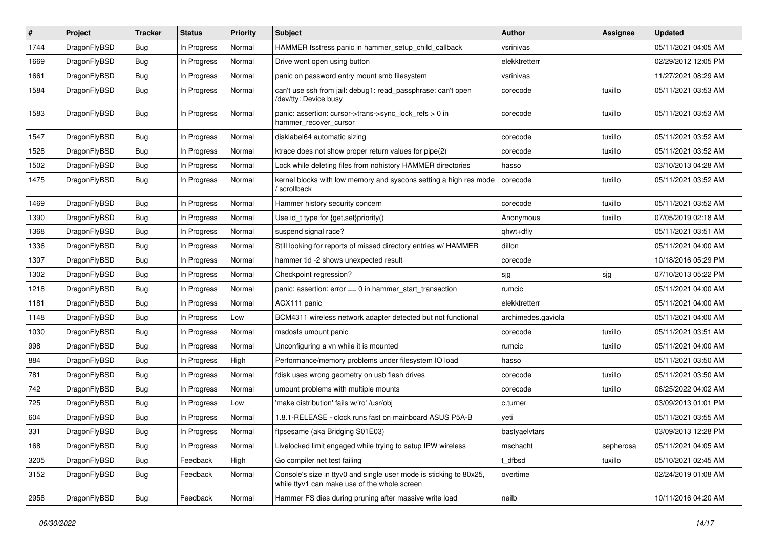| # | Project | Tracker | Status | Priority | Subject | Author | Assignee | Updated |
|---|---|---|---|---|---|---|---|---|
| 1744 | DragonFlyBSD | Bug | In Progress | Normal | HAMMER fsstress panic in hammer_setup_child_callback | vsrinivas | | 05/11/2021 04:05 AM |
| 1669 | DragonFlyBSD | Bug | In Progress | Normal | Drive wont open using button | elekktretterr | | 02/29/2012 12:05 PM |
| 1661 | DragonFlyBSD | Bug | In Progress | Normal | panic on password entry mount smb filesystem | vsrinivas | | 11/27/2021 08:29 AM |
| 1584 | DragonFlyBSD | Bug | In Progress | Normal | can't use ssh from jail: debug1: read_passphrase: can't open /dev/tty: Device busy | corecode | tuxillo | 05/11/2021 03:53 AM |
| 1583 | DragonFlyBSD | Bug | In Progress | Normal | panic: assertion: cursor->trans->sync_lock_refs > 0 in hammer_recover_cursor | corecode | tuxillo | 05/11/2021 03:53 AM |
| 1547 | DragonFlyBSD | Bug | In Progress | Normal | disklabel64 automatic sizing | corecode | tuxillo | 05/11/2021 03:52 AM |
| 1528 | DragonFlyBSD | Bug | In Progress | Normal | ktrace does not show proper return values for pipe(2) | corecode | tuxillo | 05/11/2021 03:52 AM |
| 1502 | DragonFlyBSD | Bug | In Progress | Normal | Lock while deleting files from nohistory HAMMER directories | hasso | | 03/10/2013 04:28 AM |
| 1475 | DragonFlyBSD | Bug | In Progress | Normal | kernel blocks with low memory and syscons setting a high res mode / scrollback | corecode | tuxillo | 05/11/2021 03:52 AM |
| 1469 | DragonFlyBSD | Bug | In Progress | Normal | Hammer history security concern | corecode | tuxillo | 05/11/2021 03:52 AM |
| 1390 | DragonFlyBSD | Bug | In Progress | Normal | Use id_t type for {get,set}priority() | Anonymous | tuxillo | 07/05/2019 02:18 AM |
| 1368 | DragonFlyBSD | Bug | In Progress | Normal | suspend signal race? | qhwt+dfly | | 05/11/2021 03:51 AM |
| 1336 | DragonFlyBSD | Bug | In Progress | Normal | Still looking for reports of missed directory entries w/ HAMMER | dillon | | 05/11/2021 04:00 AM |
| 1307 | DragonFlyBSD | Bug | In Progress | Normal | hammer tid -2 shows unexpected result | corecode | | 10/18/2016 05:29 PM |
| 1302 | DragonFlyBSD | Bug | In Progress | Normal | Checkpoint regression? | sjg | sjg | 07/10/2013 05:22 PM |
| 1218 | DragonFlyBSD | Bug | In Progress | Normal | panic: assertion: error == 0 in hammer_start_transaction | rumcic | | 05/11/2021 04:00 AM |
| 1181 | DragonFlyBSD | Bug | In Progress | Normal | ACX111 panic | elekktretterr | | 05/11/2021 04:00 AM |
| 1148 | DragonFlyBSD | Bug | In Progress | Low | BCM4311 wireless network adapter detected but not functional | archimedes.gaviola | | 05/11/2021 04:00 AM |
| 1030 | DragonFlyBSD | Bug | In Progress | Normal | msdosfs umount panic | corecode | tuxillo | 05/11/2021 03:51 AM |
| 998 | DragonFlyBSD | Bug | In Progress | Normal | Unconfiguring a vn while it is mounted | rumcic | tuxillo | 05/11/2021 04:00 AM |
| 884 | DragonFlyBSD | Bug | In Progress | High | Performance/memory problems under filesystem IO load | hasso | | 05/11/2021 03:50 AM |
| 781 | DragonFlyBSD | Bug | In Progress | Normal | fdisk uses wrong geometry on usb flash drives | corecode | tuxillo | 05/11/2021 03:50 AM |
| 742 | DragonFlyBSD | Bug | In Progress | Normal | umount problems with multiple mounts | corecode | tuxillo | 06/25/2022 04:02 AM |
| 725 | DragonFlyBSD | Bug | In Progress | Low | 'make distribution' fails w/'ro' /usr/obj | c.turner | | 03/09/2013 01:01 PM |
| 604 | DragonFlyBSD | Bug | In Progress | Normal | 1.8.1-RELEASE - clock runs fast on mainboard ASUS P5A-B | yeti | | 05/11/2021 03:55 AM |
| 331 | DragonFlyBSD | Bug | In Progress | Normal | ftpsesame (aka Bridging S01E03) | bastyaelvtars | | 03/09/2013 12:28 PM |
| 168 | DragonFlyBSD | Bug | In Progress | Normal | Livelocked limit engaged while trying to setup IPW wireless | mschacht | sepherosa | 05/11/2021 04:05 AM |
| 3205 | DragonFlyBSD | Bug | Feedback | High | Go compiler net test failing | t_dfbsd | tuxillo | 05/10/2021 02:45 AM |
| 3152 | DragonFlyBSD | Bug | Feedback | Normal | Console's size in ttyv0 and single user mode is sticking to 80x25, while ttyv1 can make use of the whole screen | overtime | | 02/24/2019 01:08 AM |
| 2958 | DragonFlyBSD | Bug | Feedback | Normal | Hammer FS dies during pruning after massive write load | neilb | | 10/11/2016 04:20 AM |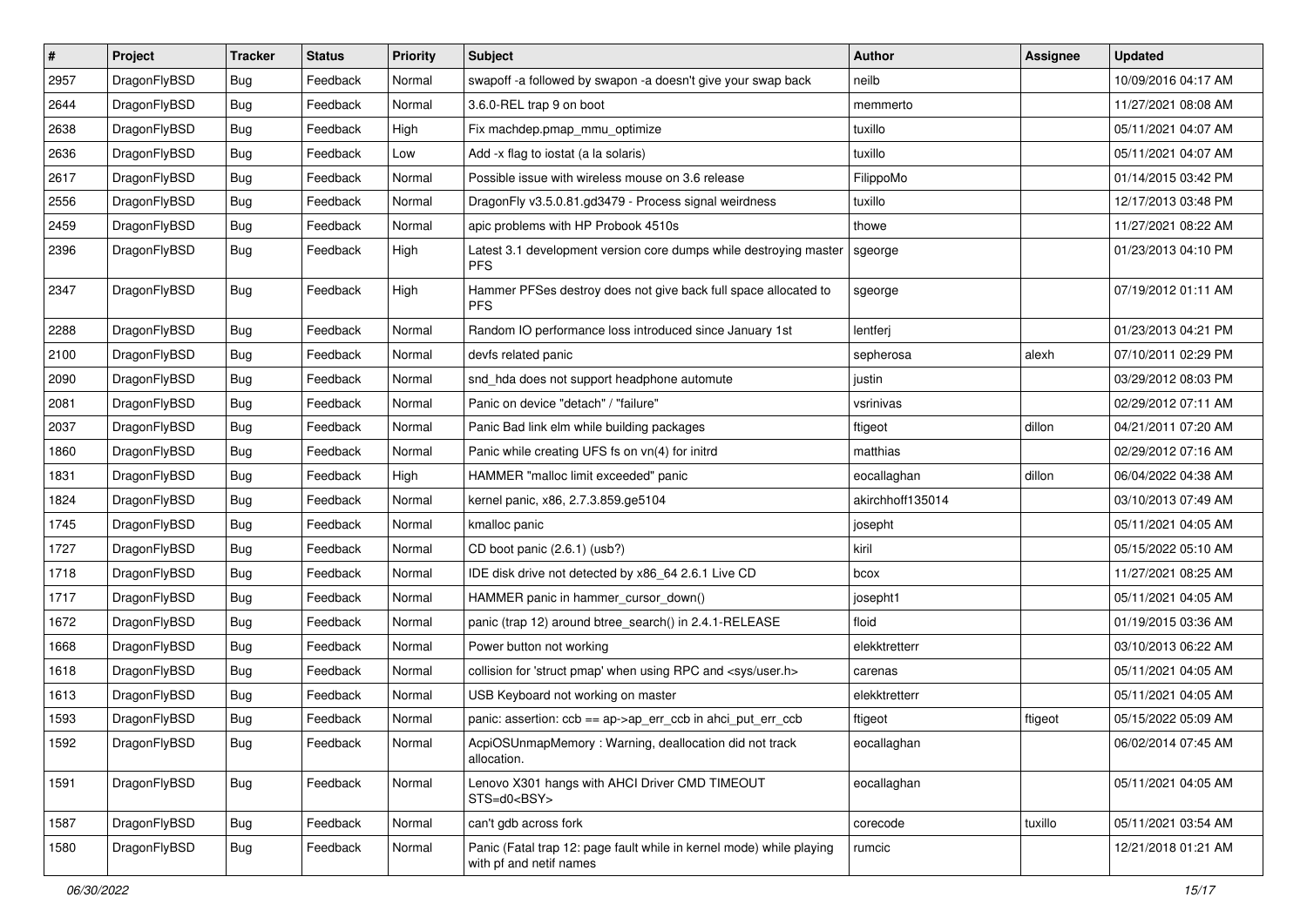| # | Project | Tracker | Status | Priority | Subject | Author | Assignee | Updated |
|---|---|---|---|---|---|---|---|---|
| 2957 | DragonFlyBSD | Bug | Feedback | Normal | swapoff -a followed by swapon -a doesn't give your swap back | neilb | | 10/09/2016 04:17 AM |
| 2644 | DragonFlyBSD | Bug | Feedback | Normal | 3.6.0-REL trap 9 on boot | memmerto | | 11/27/2021 08:08 AM |
| 2638 | DragonFlyBSD | Bug | Feedback | High | Fix machdep.pmap_mmu_optimize | tuxillo | | 05/11/2021 04:07 AM |
| 2636 | DragonFlyBSD | Bug | Feedback | Low | Add -x flag to iostat (a la solaris) | tuxillo | | 05/11/2021 04:07 AM |
| 2617 | DragonFlyBSD | Bug | Feedback | Normal | Possible issue with wireless mouse on 3.6 release | FilippoMo | | 01/14/2015 03:42 PM |
| 2556 | DragonFlyBSD | Bug | Feedback | Normal | DragonFly v3.5.0.81.gd3479 - Process signal weirdness | tuxillo | | 12/17/2013 03:48 PM |
| 2459 | DragonFlyBSD | Bug | Feedback | Normal | apic problems with HP Probook 4510s | thowe | | 11/27/2021 08:22 AM |
| 2396 | DragonFlyBSD | Bug | Feedback | High | Latest 3.1 development version core dumps while destroying master PFS | sgeorge | | 01/23/2013 04:10 PM |
| 2347 | DragonFlyBSD | Bug | Feedback | High | Hammer PFSes destroy does not give back full space allocated to PFS | sgeorge | | 07/19/2012 01:11 AM |
| 2288 | DragonFlyBSD | Bug | Feedback | Normal | Random IO performance loss introduced since January 1st | lentferj | | 01/23/2013 04:21 PM |
| 2100 | DragonFlyBSD | Bug | Feedback | Normal | devfs related panic | sepherosa | alexh | 07/10/2011 02:29 PM |
| 2090 | DragonFlyBSD | Bug | Feedback | Normal | snd_hda does not support headphone automute | justin | | 03/29/2012 08:03 PM |
| 2081 | DragonFlyBSD | Bug | Feedback | Normal | Panic on device "detach" / "failure" | vsrinivas | | 02/29/2012 07:11 AM |
| 2037 | DragonFlyBSD | Bug | Feedback | Normal | Panic Bad link elm while building packages | ftigeot | dillon | 04/21/2011 07:20 AM |
| 1860 | DragonFlyBSD | Bug | Feedback | Normal | Panic while creating UFS fs on vn(4) for initrd | matthias | | 02/29/2012 07:16 AM |
| 1831 | DragonFlyBSD | Bug | Feedback | High | HAMMER "malloc limit exceeded" panic | eocallaghan | dillon | 06/04/2022 04:38 AM |
| 1824 | DragonFlyBSD | Bug | Feedback | Normal | kernel panic, x86, 2.7.3.859.ge5104 | akirchhoff135014 | | 03/10/2013 07:49 AM |
| 1745 | DragonFlyBSD | Bug | Feedback | Normal | kmalloc panic | josepht | | 05/11/2021 04:05 AM |
| 1727 | DragonFlyBSD | Bug | Feedback | Normal | CD boot panic (2.6.1) (usb?) | kiril | | 05/15/2022 05:10 AM |
| 1718 | DragonFlyBSD | Bug | Feedback | Normal | IDE disk drive not detected by x86_64 2.6.1 Live CD | bcox | | 11/27/2021 08:25 AM |
| 1717 | DragonFlyBSD | Bug | Feedback | Normal | HAMMER panic in hammer_cursor_down() | josepht1 | | 05/11/2021 04:05 AM |
| 1672 | DragonFlyBSD | Bug | Feedback | Normal | panic (trap 12) around btree_search() in 2.4.1-RELEASE | floid | | 01/19/2015 03:36 AM |
| 1668 | DragonFlyBSD | Bug | Feedback | Normal | Power button not working | elekktretterr | | 03/10/2013 06:22 AM |
| 1618 | DragonFlyBSD | Bug | Feedback | Normal | collision for 'struct pmap' when using RPC and <sys/user.h> | carenas | | 05/11/2021 04:05 AM |
| 1613 | DragonFlyBSD | Bug | Feedback | Normal | USB Keyboard not working on master | elekktretterr | | 05/11/2021 04:05 AM |
| 1593 | DragonFlyBSD | Bug | Feedback | Normal | panic: assertion: ccb == ap->ap_err_ccb in ahci_put_err_ccb | ftigeot | ftigeot | 05/15/2022 05:09 AM |
| 1592 | DragonFlyBSD | Bug | Feedback | Normal | AcpiOSUnmapMemory : Warning, deallocation did not track allocation. | eocallaghan | | 06/02/2014 07:45 AM |
| 1591 | DragonFlyBSD | Bug | Feedback | Normal | Lenovo X301 hangs with AHCI Driver CMD TIMEOUT STS=d0<BSY> | eocallaghan | | 05/11/2021 04:05 AM |
| 1587 | DragonFlyBSD | Bug | Feedback | Normal | can't gdb across fork | corecode | tuxillo | 05/11/2021 03:54 AM |
| 1580 | DragonFlyBSD | Bug | Feedback | Normal | Panic (Fatal trap 12: page fault while in kernel mode) while playing with pf and netif names | rumcic | | 12/21/2018 01:21 AM |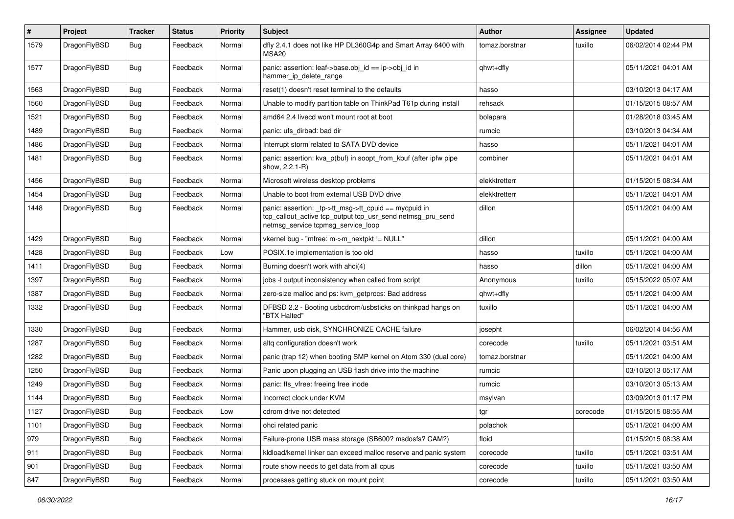| # | Project | Tracker | Status | Priority | Subject | Author | Assignee | Updated |
|---|---|---|---|---|---|---|---|---|
| 1579 | DragonFlyBSD | Bug | Feedback | Normal | dfly 2.4.1 does not like HP DL360G4p and Smart Array 6400 with MSA20 | tomaz.borstnar | tuxillo | 06/02/2014 02:44 PM |
| 1577 | DragonFlyBSD | Bug | Feedback | Normal | panic: assertion: leaf->base.obj_id == ip->obj_id in hammer_ip_delete_range | qhwt+dfly | | 05/11/2021 04:01 AM |
| 1563 | DragonFlyBSD | Bug | Feedback | Normal | reset(1) doesn't reset terminal to the defaults | hasso | | 03/10/2013 04:17 AM |
| 1560 | DragonFlyBSD | Bug | Feedback | Normal | Unable to modify partition table on ThinkPad T61p during install | rehsack | | 01/15/2015 08:57 AM |
| 1521 | DragonFlyBSD | Bug | Feedback | Normal | amd64 2.4 livecd won't mount root at boot | bolapara | | 01/28/2018 03:45 AM |
| 1489 | DragonFlyBSD | Bug | Feedback | Normal | panic: ufs_dirbad: bad dir | rumcic | | 03/10/2013 04:34 AM |
| 1486 | DragonFlyBSD | Bug | Feedback | Normal | Interrupt storm related to SATA DVD device | hasso | | 05/11/2021 04:01 AM |
| 1481 | DragonFlyBSD | Bug | Feedback | Normal | panic: assertion: kva_p(buf) in soopt_from_kbuf (after ipfw pipe show, 2.2.1-R) | combiner | | 05/11/2021 04:01 AM |
| 1456 | DragonFlyBSD | Bug | Feedback | Normal | Microsoft wireless desktop problems | elekktretterr | | 01/15/2015 08:34 AM |
| 1454 | DragonFlyBSD | Bug | Feedback | Normal | Unable to boot from external USB DVD drive | elekktretterr | | 05/11/2021 04:01 AM |
| 1448 | DragonFlyBSD | Bug | Feedback | Normal | panic: assertion: _tp->tt_msg->tt_cpuid == mycpuid in tcp_callout_active tcp_output tcp_usr_send netmsg_pru_send netmsg_service tcpmsg_service_loop | dillon | | 05/11/2021 04:00 AM |
| 1429 | DragonFlyBSD | Bug | Feedback | Normal | vkernel bug - "mfree: m->m_nextpkt != NULL" | dillon | | 05/11/2021 04:00 AM |
| 1428 | DragonFlyBSD | Bug | Feedback | Low | POSIX.1e implementation is too old | hasso | tuxillo | 05/11/2021 04:00 AM |
| 1411 | DragonFlyBSD | Bug | Feedback | Normal | Burning doesn't work with ahci(4) | hasso | dillon | 05/11/2021 04:00 AM |
| 1397 | DragonFlyBSD | Bug | Feedback | Normal | jobs -l output inconsistency when called from script | Anonymous | tuxillo | 05/15/2022 05:07 AM |
| 1387 | DragonFlyBSD | Bug | Feedback | Normal | zero-size malloc and ps: kvm_getprocs: Bad address | qhwt+dfly | | 05/11/2021 04:00 AM |
| 1332 | DragonFlyBSD | Bug | Feedback | Normal | DFBSD 2.2 - Booting usbcdrom/usbsticks on thinkpad hangs on "BTX Halted" | tuxillo | | 05/11/2021 04:00 AM |
| 1330 | DragonFlyBSD | Bug | Feedback | Normal | Hammer, usb disk, SYNCHRONIZE CACHE failure | josepht | | 06/02/2014 04:56 AM |
| 1287 | DragonFlyBSD | Bug | Feedback | Normal | altq configuration doesn't work | corecode | tuxillo | 05/11/2021 03:51 AM |
| 1282 | DragonFlyBSD | Bug | Feedback | Normal | panic (trap 12) when booting SMP kernel on Atom 330 (dual core) | tomaz.borstnar | | 05/11/2021 04:00 AM |
| 1250 | DragonFlyBSD | Bug | Feedback | Normal | Panic upon plugging an USB flash drive into the machine | rumcic | | 03/10/2013 05:17 AM |
| 1249 | DragonFlyBSD | Bug | Feedback | Normal | panic: ffs_vfree: freeing free inode | rumcic | | 03/10/2013 05:13 AM |
| 1144 | DragonFlyBSD | Bug | Feedback | Normal | Incorrect clock under KVM | msylvan | | 03/09/2013 01:17 PM |
| 1127 | DragonFlyBSD | Bug | Feedback | Low | cdrom drive not detected | tgr | corecode | 01/15/2015 08:55 AM |
| 1101 | DragonFlyBSD | Bug | Feedback | Normal | ohci related panic | polachok | | 05/11/2021 04:00 AM |
| 979 | DragonFlyBSD | Bug | Feedback | Normal | Failure-prone USB mass storage (SB600? msdosfs? CAM?) | floid | | 01/15/2015 08:38 AM |
| 911 | DragonFlyBSD | Bug | Feedback | Normal | kldload/kernel linker can exceed malloc reserve and panic system | corecode | tuxillo | 05/11/2021 03:51 AM |
| 901 | DragonFlyBSD | Bug | Feedback | Normal | route show needs to get data from all cpus | corecode | tuxillo | 05/11/2021 03:50 AM |
| 847 | DragonFlyBSD | Bug | Feedback | Normal | processes getting stuck on mount point | corecode | tuxillo | 05/11/2021 03:50 AM |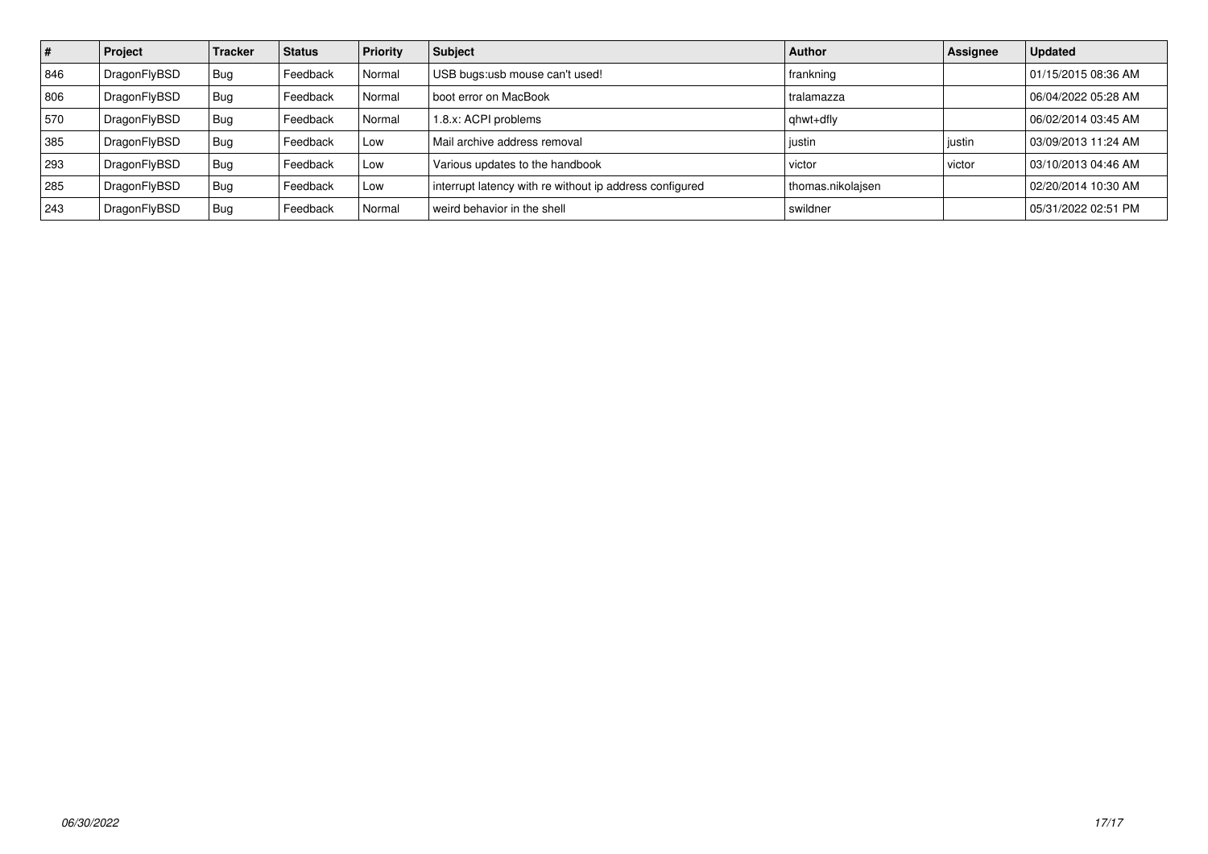| # | Project | Tracker | Status | Priority | Subject | Author | Assignee | Updated |
|---|---|---|---|---|---|---|---|---|
| 846 | DragonFlyBSD | Bug | Feedback | Normal | USB bugs:usb mouse can't used! | frankning | | 01/15/2015 08:36 AM |
| 806 | DragonFlyBSD | Bug | Feedback | Normal | boot error on MacBook | tralamazza | | 06/04/2022 05:28 AM |
| 570 | DragonFlyBSD | Bug | Feedback | Normal | 1.8.x: ACPI problems | qhwt+dfly | | 06/02/2014 03:45 AM |
| 385 | DragonFlyBSD | Bug | Feedback | Low | Mail archive address removal | justin | justin | 03/09/2013 11:24 AM |
| 293 | DragonFlyBSD | Bug | Feedback | Low | Various updates to the handbook | victor | victor | 03/10/2013 04:46 AM |
| 285 | DragonFlyBSD | Bug | Feedback | Low | interrupt latency with re without ip address configured | thomas.nikolajsen | | 02/20/2014 10:30 AM |
| 243 | DragonFlyBSD | Bug | Feedback | Normal | weird behavior in the shell | swildner | | 05/31/2022 02:51 PM |